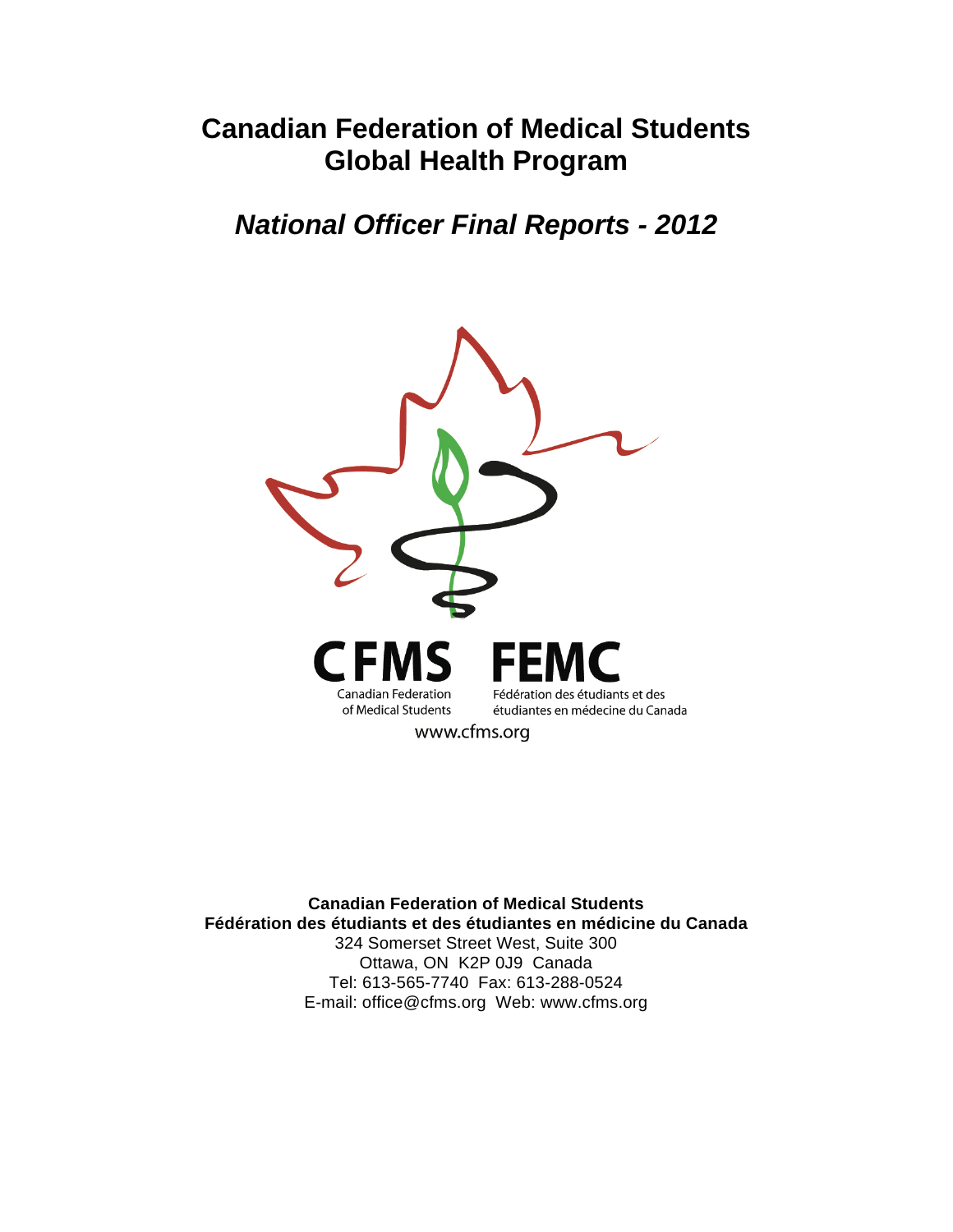# Canadian Federation of Medical Students
# Global Health Program

## *National Officer Final Reports - 2012*

CFMS FEMC

Canadian Federation of Medical Students

Fédération des étudiants et des étudiantes en médecine du Canada

www.cfms.org

**Canadian Federation of Medical Students**
**Fédération des étudiants et des étudiantes en médecine du Canada**
324 Somerset Street West, Suite 300
Ottawa, ON K2P 0J9 Canada
Tel: 613-565-7740 Fax: 613-288-0524
E-mail: office@cfms.org Web: www.cfms.org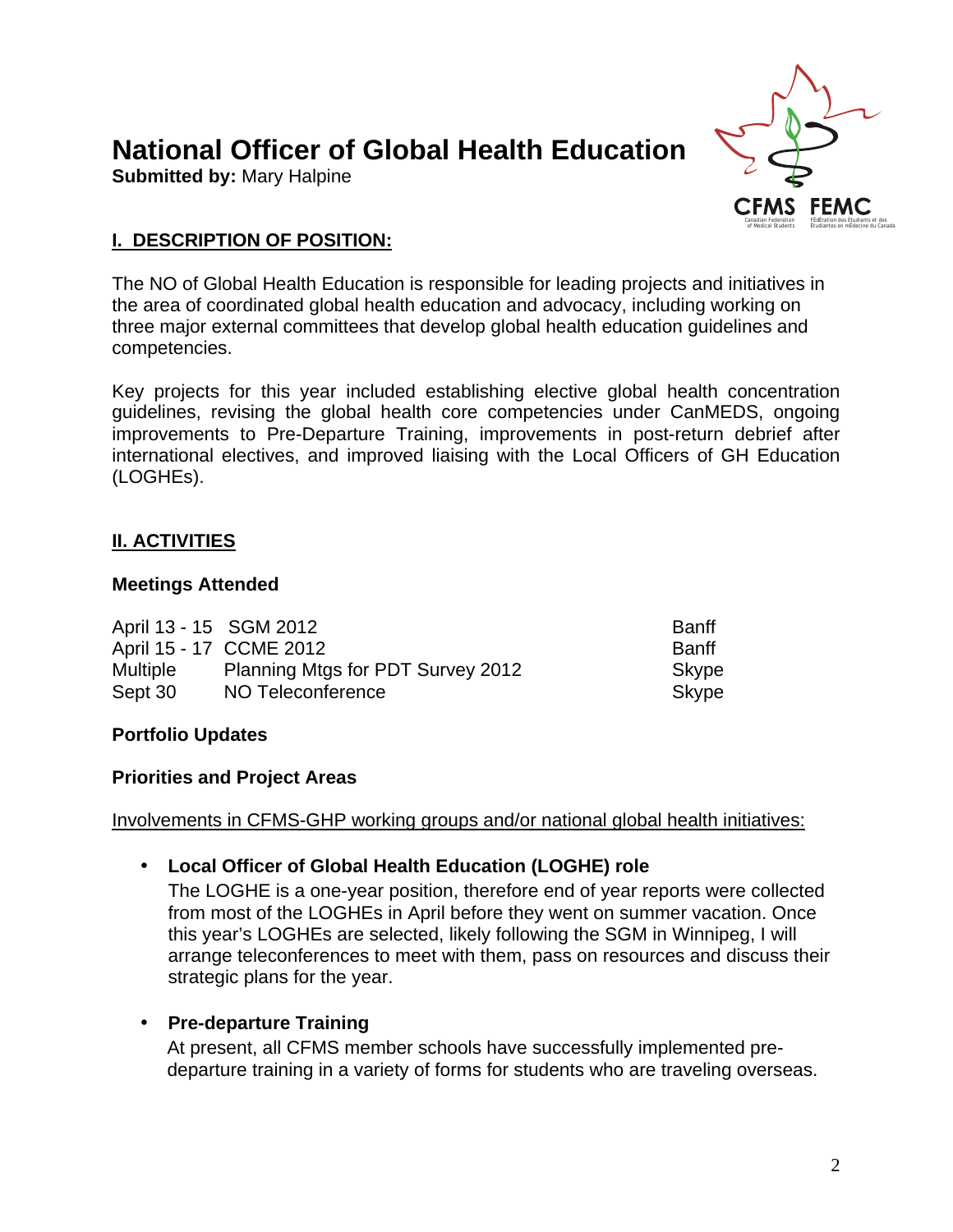# National Officer of Global Health Education

**Submitted by:** Mary Halpine

## I. DESCRIPTION OF POSITION:

The NO of Global Health Education is responsible for leading projects and initiatives in the area of coordinated global health education and advocacy, including working on three major external committees that develop global health education guidelines and competencies.

Key projects for this year included establishing elective global health concentration guidelines, revising the global health core competencies under CanMEDS, ongoing improvements to Pre-Departure Training, improvements in post-return debrief after international electives, and improved liaising with the Local Officers of GH Education (LOGHEs).

## II. ACTIVITIES

### Meetings Attended

| | | |
|---|---|---|
| April 13 - 15 | SGM 2012 | Banff |
| April 15 - 17 | CCME 2012 | Banff |
| Multiple | Planning Mtgs for PDT Survey 2012 | Skype |
| Sept 30 | NO Teleconference | Skype |

### Portfolio Updates

### Priorities and Project Areas

Involvements in CFMS-GHP working groups and/or national global health initiatives:

- **Local Officer of Global Health Education (LOGHE) role**
  The LOGHE is a one-year position, therefore end of year reports were collected from most of the LOGHEs in April before they went on summer vacation. Once this year's LOGHEs are selected, likely following the SGM in Winnipeg, I will arrange teleconferences to meet with them, pass on resources and discuss their strategic plans for the year.

- **Pre-departure Training**
  At present, all CFMS member schools have successfully implemented pre-departure training in a variety of forms for students who are traveling overseas.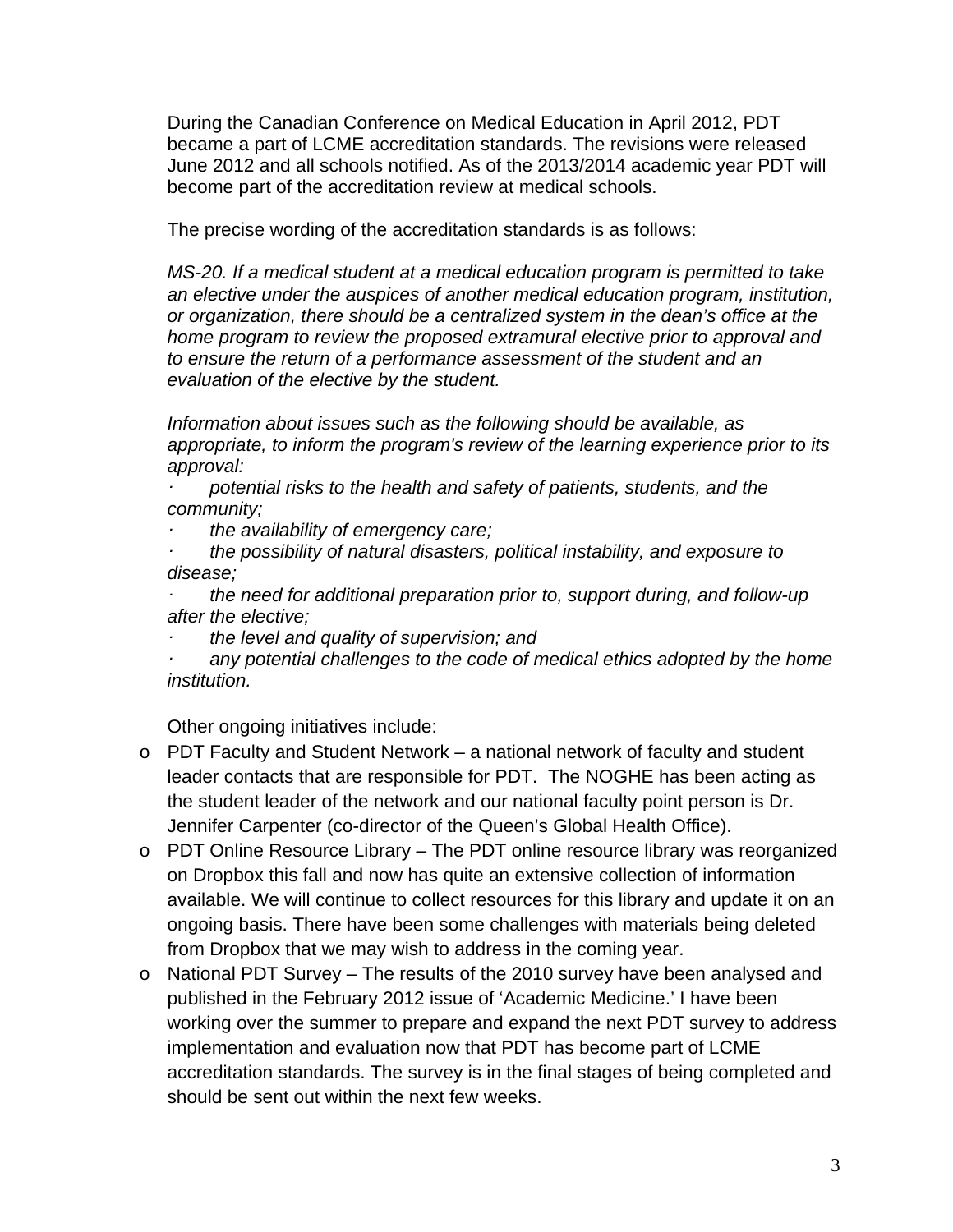During the Canadian Conference on Medical Education in April 2012, PDT became a part of LCME accreditation standards. The revisions were released June 2012 and all schools notified. As of the 2013/2014 academic year PDT will become part of the accreditation review at medical schools.

The precise wording of the accreditation standards is as follows:

*MS-20. If a medical student at a medical education program is permitted to take an elective under the auspices of another medical education program, institution, or organization, there should be a centralized system in the dean's office at the home program to review the proposed extramural elective prior to approval and to ensure the return of a performance assessment of the student and an evaluation of the elective by the student.*

*Information about issues such as the following should be available, as appropriate, to inform the program's review of the learning experience prior to its approval:*

- *potential risks to the health and safety of patients, students, and the community;*
- *the availability of emergency care;*
- *the possibility of natural disasters, political instability, and exposure to disease;*
- *the need for additional preparation prior to, support during, and follow-up after the elective;*
- *the level and quality of supervision; and*
- *any potential challenges to the code of medical ethics adopted by the home institution.*

Other ongoing initiatives include:

- PDT Faculty and Student Network – a national network of faculty and student leader contacts that are responsible for PDT. The NOGHE has been acting as the student leader of the network and our national faculty point person is Dr. Jennifer Carpenter (co-director of the Queen's Global Health Office).
- PDT Online Resource Library – The PDT online resource library was reorganized on Dropbox this fall and now has quite an extensive collection of information available. We will continue to collect resources for this library and update it on an ongoing basis. There have been some challenges with materials being deleted from Dropbox that we may wish to address in the coming year.
- National PDT Survey – The results of the 2010 survey have been analysed and published in the February 2012 issue of 'Academic Medicine.' I have been working over the summer to prepare and expand the next PDT survey to address implementation and evaluation now that PDT has become part of LCME accreditation standards. The survey is in the final stages of being completed and should be sent out within the next few weeks.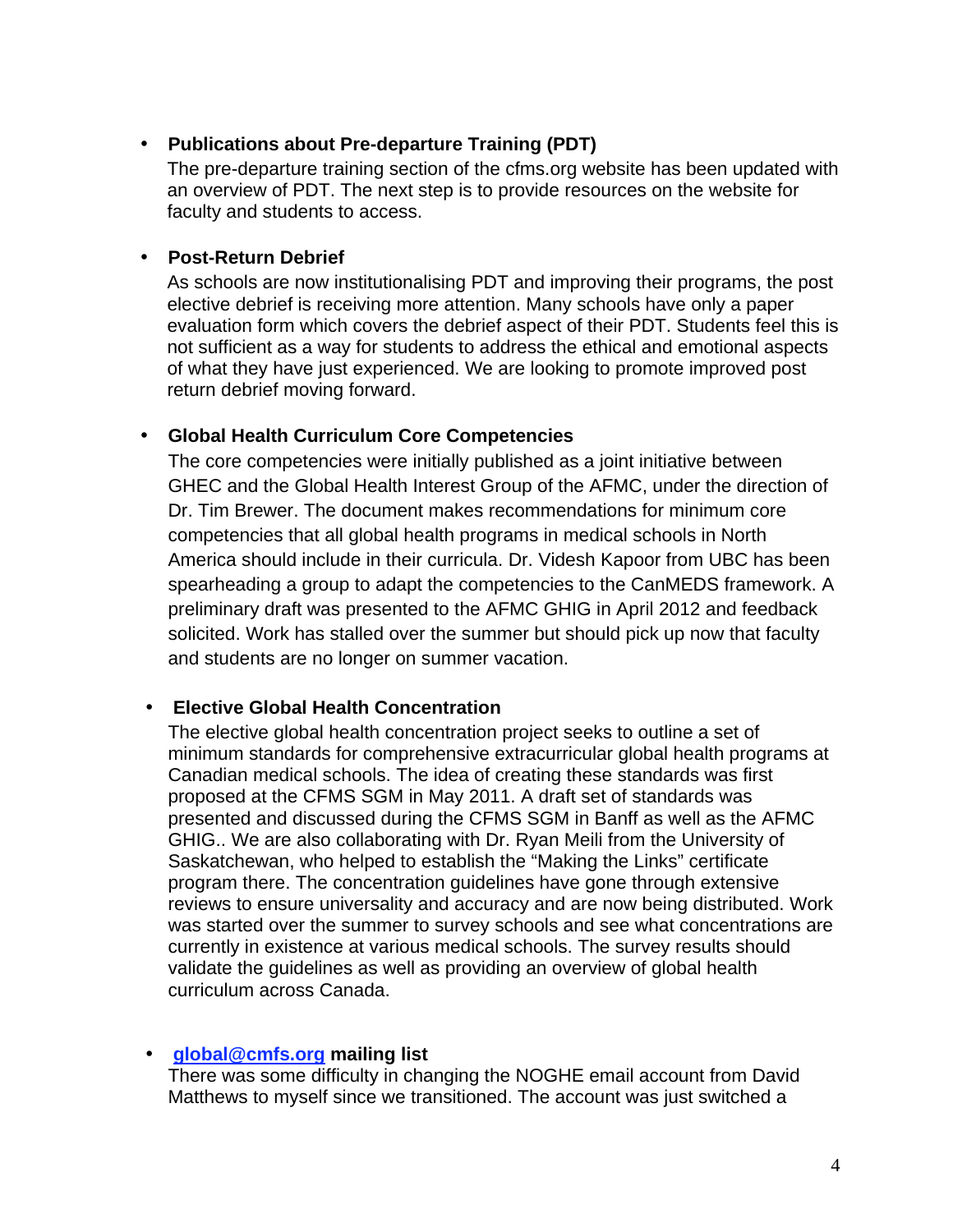- **Publications about Pre-departure Training (PDT)**

  The pre-departure training section of the cfms.org website has been updated with an overview of PDT. The next step is to provide resources on the website for faculty and students to access.

- **Post-Return Debrief**

  As schools are now institutionalising PDT and improving their programs, the post elective debrief is receiving more attention. Many schools have only a paper evaluation form which covers the debrief aspect of their PDT. Students feel this is not sufficient as a way for students to address the ethical and emotional aspects of what they have just experienced. We are looking to promote improved post return debrief moving forward.

- **Global Health Curriculum Core Competencies**

  The core competencies were initially published as a joint initiative between GHEC and the Global Health Interest Group of the AFMC, under the direction of Dr. Tim Brewer. The document makes recommendations for minimum core competencies that all global health programs in medical schools in North America should include in their curricula. Dr. Videsh Kapoor from UBC has been spearheading a group to adapt the competencies to the CanMEDS framework. A preliminary draft was presented to the AFMC GHIG in April 2012 and feedback solicited. Work has stalled over the summer but should pick up now that faculty and students are no longer on summer vacation.

- **Elective Global Health Concentration**

  The elective global health concentration project seeks to outline a set of minimum standards for comprehensive extracurricular global health programs at Canadian medical schools. The idea of creating these standards was first proposed at the CFMS SGM in May 2011. A draft set of standards was presented and discussed during the CFMS SGM in Banff as well as the AFMC GHIG.. We are also collaborating with Dr. Ryan Meili from the University of Saskatchewan, who helped to establish the "Making the Links" certificate program there. The concentration guidelines have gone through extensive reviews to ensure universality and accuracy and are now being distributed. Work was started over the summer to survey schools and see what concentrations are currently in existence at various medical schools. The survey results should validate the guidelines as well as providing an overview of global health curriculum across Canada.

- **global@cmfs.org mailing list**

  There was some difficulty in changing the NOGHE email account from David Matthews to myself since we transitioned. The account was just switched a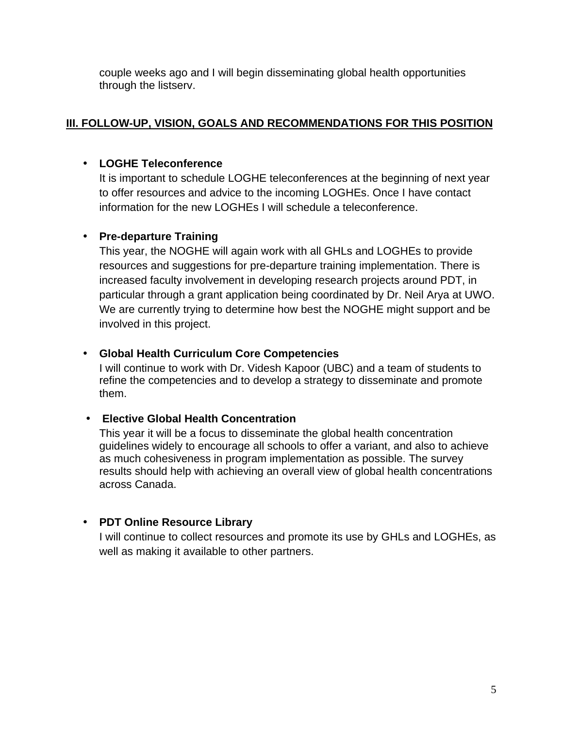couple weeks ago and I will begin disseminating global health opportunities through the listserv.

## III. FOLLOW-UP, VISION, GOALS AND RECOMMENDATIONS FOR THIS POSITION

- **LOGHE Teleconference**
  It is important to schedule LOGHE teleconferences at the beginning of next year to offer resources and advice to the incoming LOGHEs. Once I have contact information for the new LOGHEs I will schedule a teleconference.

- **Pre-departure Training**
  This year, the NOGHE will again work with all GHLs and LOGHEs to provide resources and suggestions for pre-departure training implementation. There is increased faculty involvement in developing research projects around PDT, in particular through a grant application being coordinated by Dr. Neil Arya at UWO. We are currently trying to determine how best the NOGHE might support and be involved in this project.

- **Global Health Curriculum Core Competencies**
  I will continue to work with Dr. Videsh Kapoor (UBC) and a team of students to refine the competencies and to develop a strategy to disseminate and promote them.

- **Elective Global Health Concentration**
  This year it will be a focus to disseminate the global health concentration guidelines widely to encourage all schools to offer a variant, and also to achieve as much cohesiveness in program implementation as possible. The survey results should help with achieving an overall view of global health concentrations across Canada.

- **PDT Online Resource Library**
  I will continue to collect resources and promote its use by GHLs and LOGHEs, as well as making it available to other partners.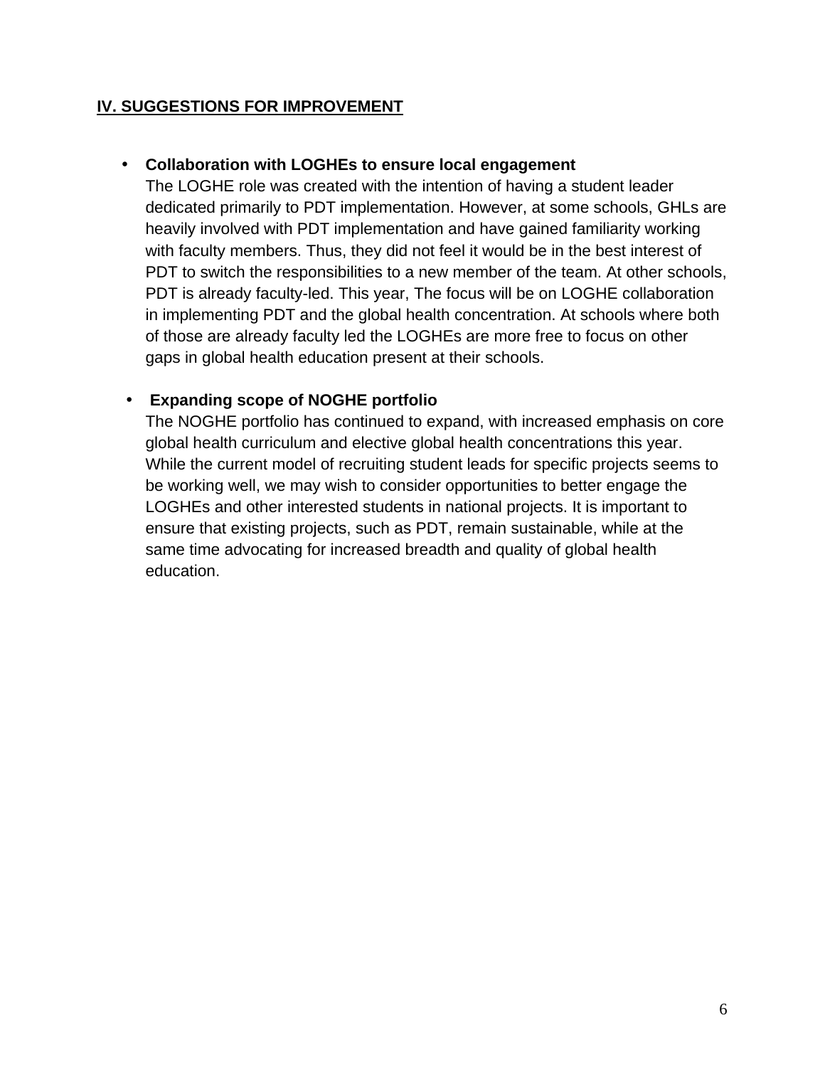## IV. SUGGESTIONS FOR IMPROVEMENT

- **Collaboration with LOGHEs to ensure local engagement**
  The LOGHE role was created with the intention of having a student leader dedicated primarily to PDT implementation. However, at some schools, GHLs are heavily involved with PDT implementation and have gained familiarity working with faculty members. Thus, they did not feel it would be in the best interest of PDT to switch the responsibilities to a new member of the team. At other schools, PDT is already faculty-led. This year, The focus will be on LOGHE collaboration in implementing PDT and the global health concentration. At schools where both of those are already faculty led the LOGHEs are more free to focus on other gaps in global health education present at their schools.

- **Expanding scope of NOGHE portfolio**
  The NOGHE portfolio has continued to expand, with increased emphasis on core global health curriculum and elective global health concentrations this year. While the current model of recruiting student leads for specific projects seems to be working well, we may wish to consider opportunities to better engage the LOGHEs and other interested students in national projects. It is important to ensure that existing projects, such as PDT, remain sustainable, while at the same time advocating for increased breadth and quality of global health education.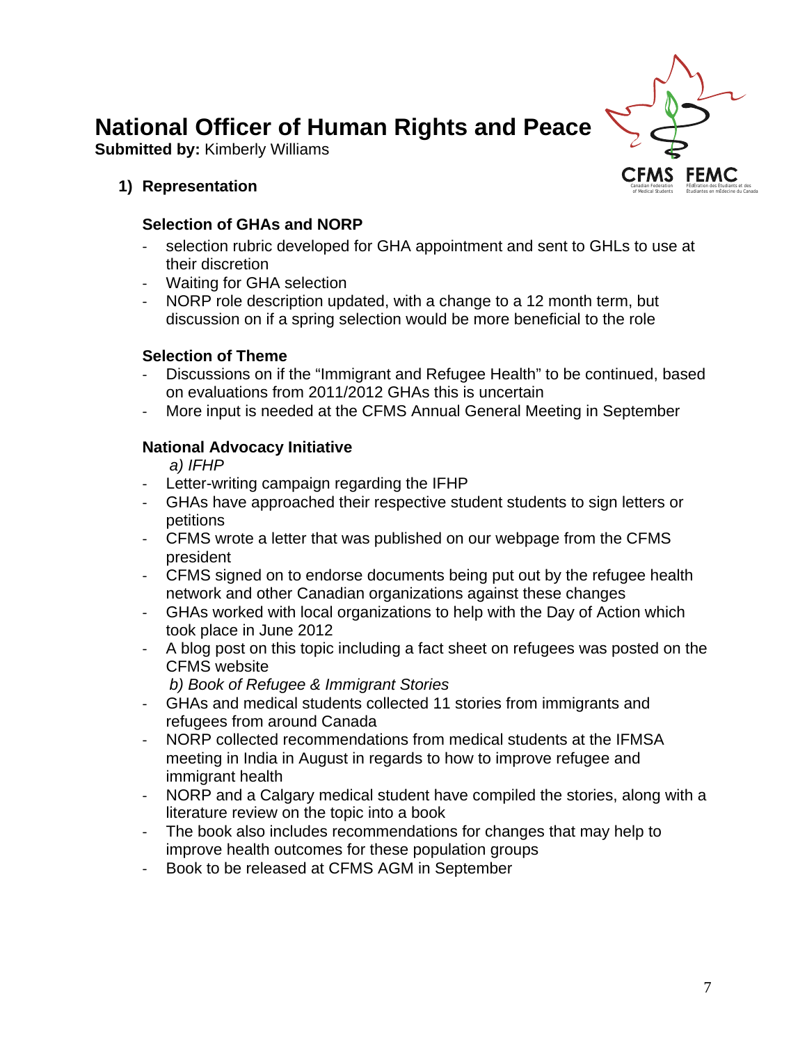# National Officer of Human Rights and Peace

**Submitted by:** Kimberly Williams

## 1) Representation

### Selection of GHAs and NORP

- selection rubric developed for GHA appointment and sent to GHLs to use at their discretion
- Waiting for GHA selection
- NORP role description updated, with a change to a 12 month term, but discussion on if a spring selection would be more beneficial to the role

### Selection of Theme

- Discussions on if the "Immigrant and Refugee Health" to be continued, based on evaluations from 2011/2012 GHAs this is uncertain
- More input is needed at the CFMS Annual General Meeting in September

### National Advocacy Initiative

*a) IFHP*

- Letter-writing campaign regarding the IFHP
- GHAs have approached their respective student students to sign letters or petitions
- CFMS wrote a letter that was published on our webpage from the CFMS president
- CFMS signed on to endorse documents being put out by the refugee health network and other Canadian organizations against these changes
- GHAs worked with local organizations to help with the Day of Action which took place in June 2012
- A blog post on this topic including a fact sheet on refugees was posted on the CFMS website

*b) Book of Refugee & Immigrant Stories*

- GHAs and medical students collected 11 stories from immigrants and refugees from around Canada
- NORP collected recommendations from medical students at the IFMSA meeting in India in August in regards to how to improve refugee and immigrant health
- NORP and a Calgary medical student have compiled the stories, along with a literature review on the topic into a book
- The book also includes recommendations for changes that may help to improve health outcomes for these population groups
- Book to be released at CFMS AGM in September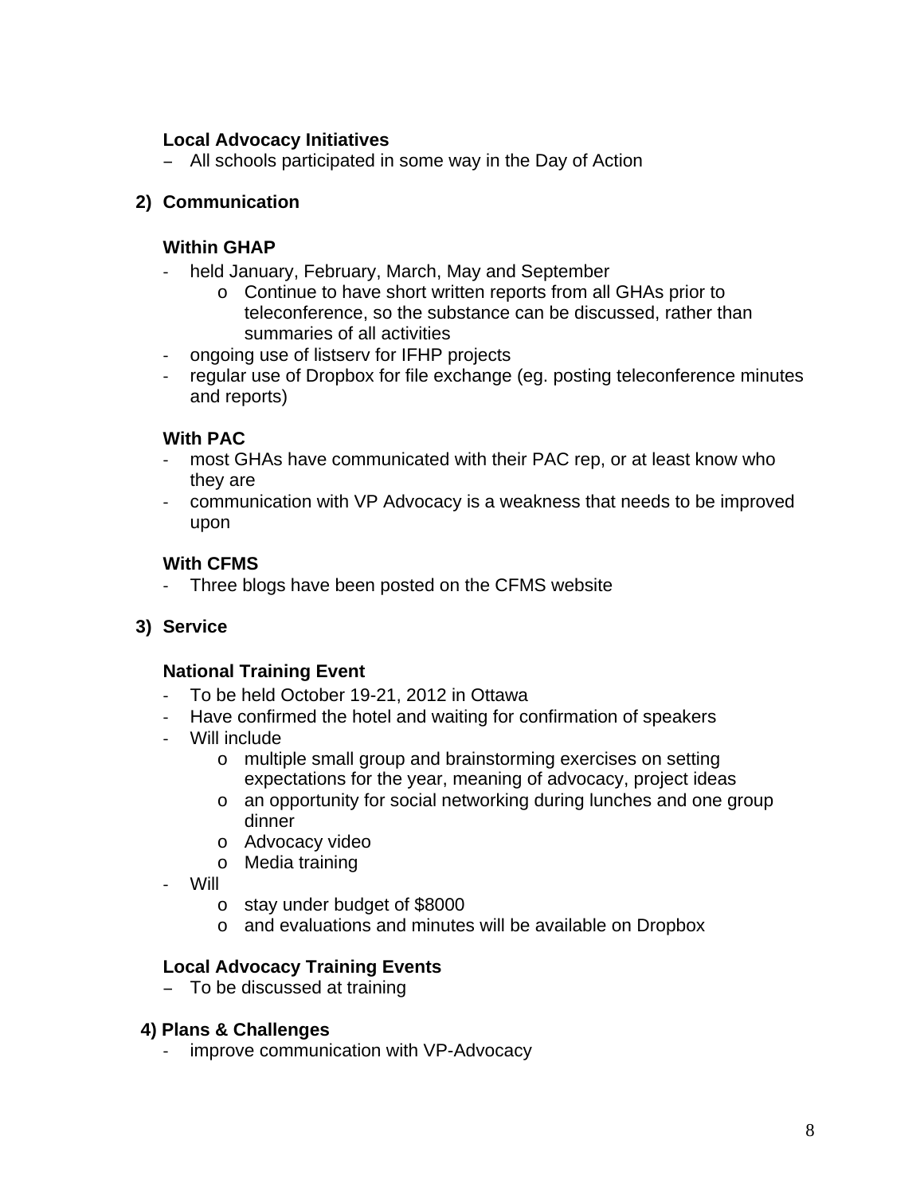**Local Advocacy Initiatives**

- All schools participated in some way in the Day of Action

## 2) Communication

**Within GHAP**

- held January, February, March, May and September
  - Continue to have short written reports from all GHAs prior to teleconference, so the substance can be discussed, rather than summaries of all activities
- ongoing use of listserv for IFHP projects
- regular use of Dropbox for file exchange (eg. posting teleconference minutes and reports)

**With PAC**

- most GHAs have communicated with their PAC rep, or at least know who they are
- communication with VP Advocacy is a weakness that needs to be improved upon

**With CFMS**

- Three blogs have been posted on the CFMS website

## 3) Service

**National Training Event**

- To be held October 19-21, 2012 in Ottawa
- Have confirmed the hotel and waiting for confirmation of speakers
- Will include
  - multiple small group and brainstorming exercises on setting expectations for the year, meaning of advocacy, project ideas
  - an opportunity for social networking during lunches and one group dinner
  - Advocacy video
  - Media training
- Will
  - stay under budget of $8000
  - and evaluations and minutes will be available on Dropbox

**Local Advocacy Training Events**

- To be discussed at training

## 4) Plans & Challenges

- improve communication with VP-Advocacy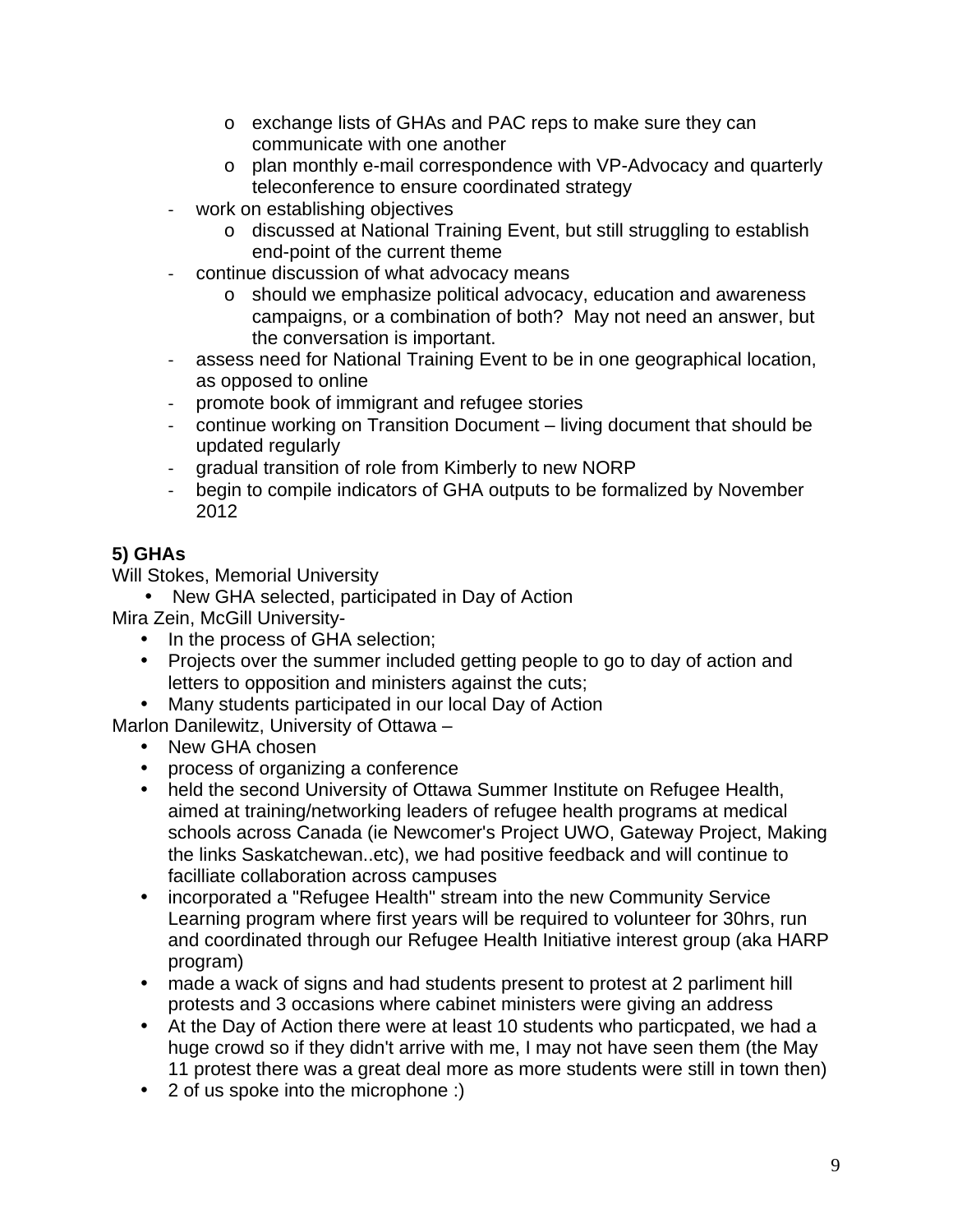- exchange lists of GHAs and PAC reps to make sure they can communicate with one another
    - plan monthly e-mail correspondence with VP-Advocacy and quarterly teleconference to ensure coordinated strategy
- work on establishing objectives
    - discussed at National Training Event, but still struggling to establish end-point of the current theme
- continue discussion of what advocacy means
    - should we emphasize political advocacy, education and awareness campaigns, or a combination of both? May not need an answer, but the conversation is important.
- assess need for National Training Event to be in one geographical location, as opposed to online
- promote book of immigrant and refugee stories
- continue working on Transition Document – living document that should be updated regularly
- gradual transition of role from Kimberly to new NORP
- begin to compile indicators of GHA outputs to be formalized by November 2012

**5) GHAs**

Will Stokes, Memorial University

- New GHA selected, participated in Day of Action

Mira Zein, McGill University-

- In the process of GHA selection;
- Projects over the summer included getting people to go to day of action and letters to opposition and ministers against the cuts;
- Many students participated in our local Day of Action

Marlon Danilewitz, University of Ottawa –

- New GHA chosen
- process of organizing a conference
- held the second University of Ottawa Summer Institute on Refugee Health, aimed at training/networking leaders of refugee health programs at medical schools across Canada (ie Newcomer's Project UWO, Gateway Project, Making the links Saskatchewan..etc), we had positive feedback and will continue to facilliate collaboration across campuses
- incorporated a "Refugee Health" stream into the new Community Service Learning program where first years will be required to volunteer for 30hrs, run and coordinated through our Refugee Health Initiative interest group (aka HARP program)
- made a wack of signs and had students present to protest at 2 parliment hill protests and 3 occasions where cabinet ministers were giving an address
- At the Day of Action there were at least 10 students who particpated, we had a huge crowd so if they didn't arrive with me, I may not have seen them (the May 11 protest there was a great deal more as more students were still in town then)
- 2 of us spoke into the microphone :)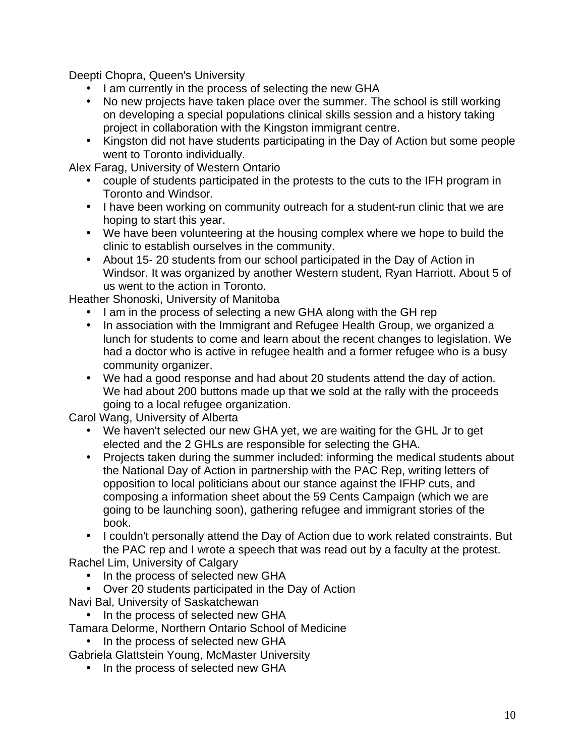Deepti Chopra, Queen's University

- I am currently in the process of selecting the new GHA
- No new projects have taken place over the summer. The school is still working on developing a special populations clinical skills session and a history taking project in collaboration with the Kingston immigrant centre.
- Kingston did not have students participating in the Day of Action but some people went to Toronto individually.

Alex Farag, University of Western Ontario

- couple of students participated in the protests to the cuts to the IFH program in Toronto and Windsor.
- I have been working on community outreach for a student-run clinic that we are hoping to start this year.
- We have been volunteering at the housing complex where we hope to build the clinic to establish ourselves in the community.
- About 15- 20 students from our school participated in the Day of Action in Windsor. It was organized by another Western student, Ryan Harriott. About 5 of us went to the action in Toronto.

Heather Shonoski, University of Manitoba

- I am in the process of selecting a new GHA along with the GH rep
- In association with the Immigrant and Refugee Health Group, we organized a lunch for students to come and learn about the recent changes to legislation. We had a doctor who is active in refugee health and a former refugee who is a busy community organizer.
- We had a good response and had about 20 students attend the day of action. We had about 200 buttons made up that we sold at the rally with the proceeds going to a local refugee organization.

Carol Wang, University of Alberta

- We haven't selected our new GHA yet, we are waiting for the GHL Jr to get elected and the 2 GHLs are responsible for selecting the GHA.
- Projects taken during the summer included: informing the medical students about the National Day of Action in partnership with the PAC Rep, writing letters of opposition to local politicians about our stance against the IFHP cuts, and composing a information sheet about the 59 Cents Campaign (which we are going to be launching soon), gathering refugee and immigrant stories of the book.
- I couldn't personally attend the Day of Action due to work related constraints. But the PAC rep and I wrote a speech that was read out by a faculty at the protest.

Rachel Lim, University of Calgary

- In the process of selected new GHA
- Over 20 students participated in the Day of Action

Navi Bal, University of Saskatchewan

- In the process of selected new GHA

Tamara Delorme, Northern Ontario School of Medicine

- In the process of selected new GHA

Gabriela Glattstein Young, McMaster University

- In the process of selected new GHA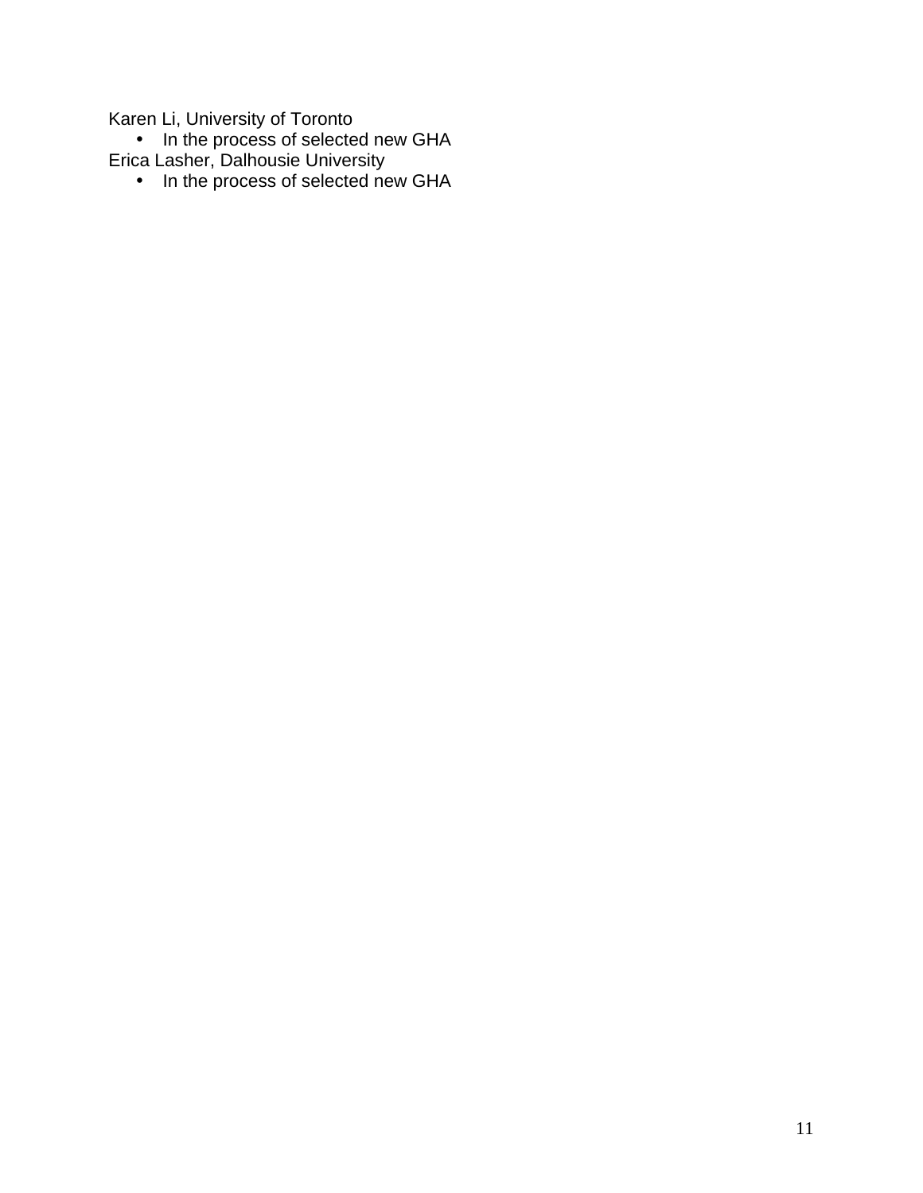Karen Li, University of Toronto

- In the process of selected new GHA

Erica Lasher, Dalhousie University

- In the process of selected new GHA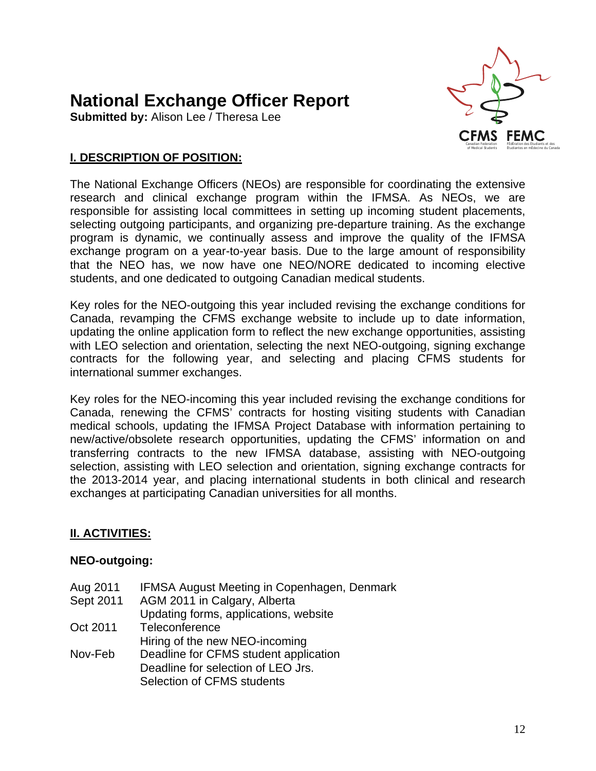# National Exchange Officer Report

**Submitted by:** Alison Lee / Theresa Lee

## I. DESCRIPTION OF POSITION:

The National Exchange Officers (NEOs) are responsible for coordinating the extensive research and clinical exchange program within the IFMSA. As NEOs, we are responsible for assisting local committees in setting up incoming student placements, selecting outgoing participants, and organizing pre-departure training. As the exchange program is dynamic, we continually assess and improve the quality of the IFMSA exchange program on a year-to-year basis. Due to the large amount of responsibility that the NEO has, we now have one NEO/NORE dedicated to incoming elective students, and one dedicated to outgoing Canadian medical students.

Key roles for the NEO-outgoing this year included revising the exchange conditions for Canada, revamping the CFMS exchange website to include up to date information, updating the online application form to reflect the new exchange opportunities, assisting with LEO selection and orientation, selecting the next NEO-outgoing, signing exchange contracts for the following year, and selecting and placing CFMS students for international summer exchanges.

Key roles for the NEO-incoming this year included revising the exchange conditions for Canada, renewing the CFMS' contracts for hosting visiting students with Canadian medical schools, updating the IFMSA Project Database with information pertaining to new/active/obsolete research opportunities, updating the CFMS' information on and transferring contracts to the new IFMSA database, assisting with NEO-outgoing selection, assisting with LEO selection and orientation, signing exchange contracts for the 2013-2014 year, and placing international students in both clinical and research exchanges at participating Canadian universities for all months.

## II. ACTIVITIES:

**NEO-outgoing:**

| | |
|---|---|
| Aug 2011 | IFMSA August Meeting in Copenhagen, Denmark |
| Sept 2011 | AGM 2011 in Calgary, Alberta |
| | Updating forms, applications, website |
| Oct 2011 | Teleconference |
| | Hiring of the new NEO-incoming |
| Nov-Feb | Deadline for CFMS student application |
| | Deadline for selection of LEO Jrs. |
| | Selection of CFMS students |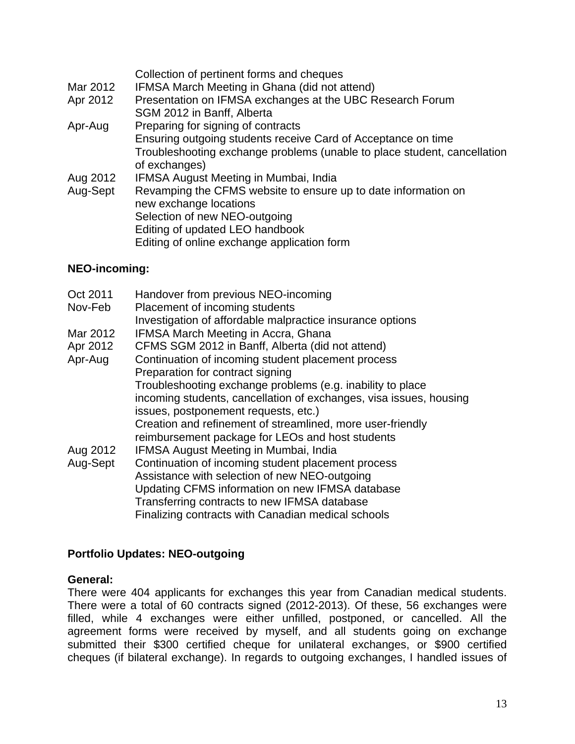| | |
|---|---|
| | Collection of pertinent forms and cheques |
| Mar 2012 | IFMSA March Meeting in Ghana (did not attend) |
| Apr 2012 | Presentation on IFMSA exchanges at the UBC Research Forum |
| | SGM 2012 in Banff, Alberta |
| Apr-Aug | Preparing for signing of contracts |
| | Ensuring outgoing students receive Card of Acceptance on time |
| | Troubleshooting exchange problems (unable to place student, cancellation of exchanges) |
| Aug 2012 | IFMSA August Meeting in Mumbai, India |
| Aug-Sept | Revamping the CFMS website to ensure up to date information on new exchange locations |
| | Selection of new NEO-outgoing |
| | Editing of updated LEO handbook |
| | Editing of online exchange application form |

**NEO-incoming:**

| | |
|---|---|
| Oct 2011 | Handover from previous NEO-incoming |
| Nov-Feb | Placement of incoming students |
| | Investigation of affordable malpractice insurance options |
| Mar 2012 | IFMSA March Meeting in Accra, Ghana |
| Apr 2012 | CFMS SGM 2012 in Banff, Alberta (did not attend) |
| Apr-Aug | Continuation of incoming student placement process |
| | Preparation for contract signing |
| | Troubleshooting exchange problems (e.g. inability to place incoming students, cancellation of exchanges, visa issues, housing issues, postponement requests, etc.) |
| | Creation and refinement of streamlined, more user-friendly reimbursement package for LEOs and host students |
| Aug 2012 | IFMSA August Meeting in Mumbai, India |
| Aug-Sept | Continuation of incoming student placement process |
| | Assistance with selection of new NEO-outgoing |
| | Updating CFMS information on new IFMSA database |
| | Transferring contracts to new IFMSA database |
| | Finalizing contracts with Canadian medical schools |

**Portfolio Updates: NEO-outgoing**

**General:**
There were 404 applicants for exchanges this year from Canadian medical students. There were a total of 60 contracts signed (2012-2013). Of these, 56 exchanges were filled, while 4 exchanges were either unfilled, postponed, or cancelled. All the agreement forms were received by myself, and all students going on exchange submitted their $300 certified cheque for unilateral exchanges, or $900 certified cheques (if bilateral exchange). In regards to outgoing exchanges, I handled issues of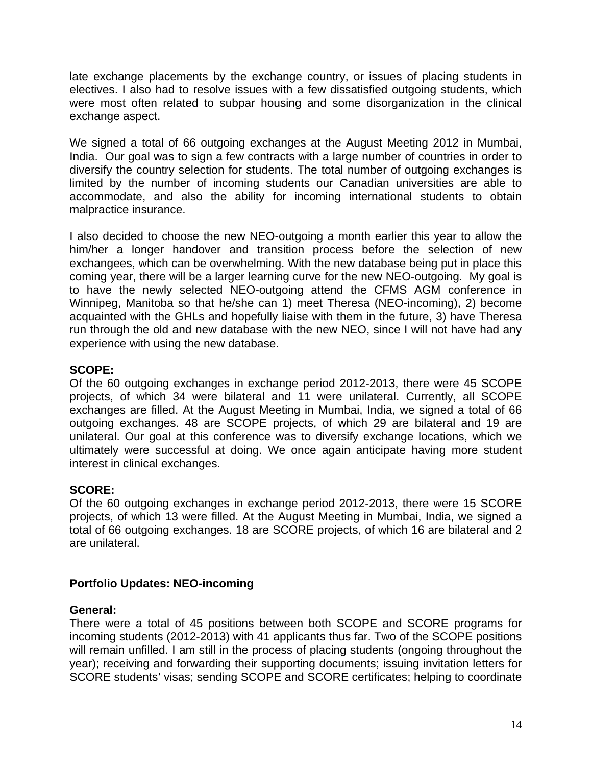late exchange placements by the exchange country, or issues of placing students in electives. I also had to resolve issues with a few dissatisfied outgoing students, which were most often related to subpar housing and some disorganization in the clinical exchange aspect.

We signed a total of 66 outgoing exchanges at the August Meeting 2012 in Mumbai, India. Our goal was to sign a few contracts with a large number of countries in order to diversify the country selection for students. The total number of outgoing exchanges is limited by the number of incoming students our Canadian universities are able to accommodate, and also the ability for incoming international students to obtain malpractice insurance.

I also decided to choose the new NEO-outgoing a month earlier this year to allow the him/her a longer handover and transition process before the selection of new exchangees, which can be overwhelming. With the new database being put in place this coming year, there will be a larger learning curve for the new NEO-outgoing. My goal is to have the newly selected NEO-outgoing attend the CFMS AGM conference in Winnipeg, Manitoba so that he/she can 1) meet Theresa (NEO-incoming), 2) become acquainted with the GHLs and hopefully liaise with them in the future, 3) have Theresa run through the old and new database with the new NEO, since I will not have had any experience with using the new database.

**SCOPE:**
Of the 60 outgoing exchanges in exchange period 2012-2013, there were 45 SCOPE projects, of which 34 were bilateral and 11 were unilateral. Currently, all SCOPE exchanges are filled. At the August Meeting in Mumbai, India, we signed a total of 66 outgoing exchanges. 48 are SCOPE projects, of which 29 are bilateral and 19 are unilateral. Our goal at this conference was to diversify exchange locations, which we ultimately were successful at doing. We once again anticipate having more student interest in clinical exchanges.

**SCORE:**
Of the 60 outgoing exchanges in exchange period 2012-2013, there were 15 SCORE projects, of which 13 were filled. At the August Meeting in Mumbai, India, we signed a total of 66 outgoing exchanges. 18 are SCORE projects, of which 16 are bilateral and 2 are unilateral.

**Portfolio Updates: NEO-incoming**

**General:**
There were a total of 45 positions between both SCOPE and SCORE programs for incoming students (2012-2013) with 41 applicants thus far. Two of the SCOPE positions will remain unfilled. I am still in the process of placing students (ongoing throughout the year); receiving and forwarding their supporting documents; issuing invitation letters for SCORE students' visas; sending SCOPE and SCORE certificates; helping to coordinate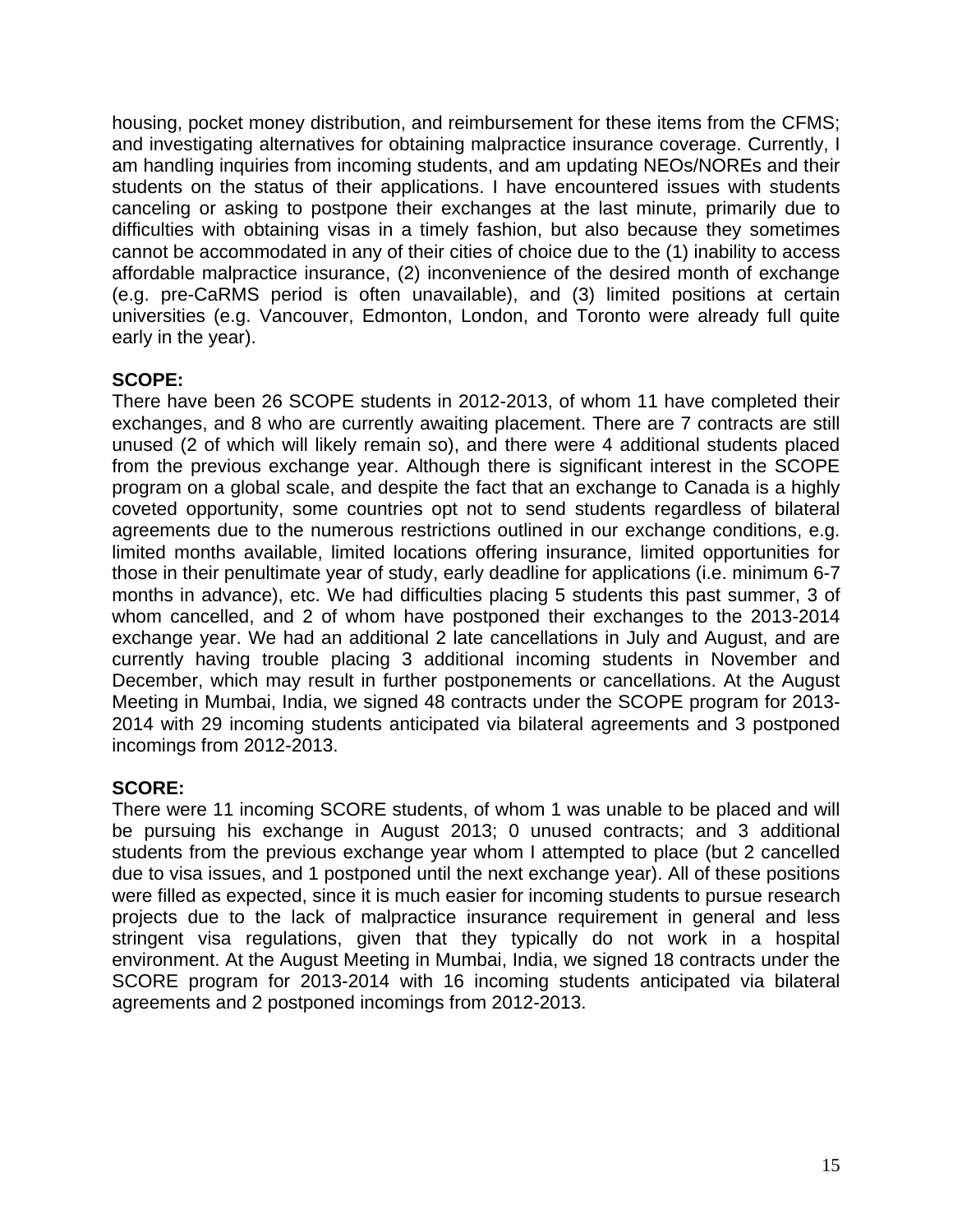housing, pocket money distribution, and reimbursement for these items from the CFMS; and investigating alternatives for obtaining malpractice insurance coverage. Currently, I am handling inquiries from incoming students, and am updating NEOs/NOREs and their students on the status of their applications. I have encountered issues with students canceling or asking to postpone their exchanges at the last minute, primarily due to difficulties with obtaining visas in a timely fashion, but also because they sometimes cannot be accommodated in any of their cities of choice due to the (1) inability to access affordable malpractice insurance, (2) inconvenience of the desired month of exchange (e.g. pre-CaRMS period is often unavailable), and (3) limited positions at certain universities (e.g. Vancouver, Edmonton, London, and Toronto were already full quite early in the year).

**SCOPE:**
There have been 26 SCOPE students in 2012-2013, of whom 11 have completed their exchanges, and 8 who are currently awaiting placement. There are 7 contracts are still unused (2 of which will likely remain so), and there were 4 additional students placed from the previous exchange year. Although there is significant interest in the SCOPE program on a global scale, and despite the fact that an exchange to Canada is a highly coveted opportunity, some countries opt not to send students regardless of bilateral agreements due to the numerous restrictions outlined in our exchange conditions, e.g. limited months available, limited locations offering insurance, limited opportunities for those in their penultimate year of study, early deadline for applications (i.e. minimum 6-7 months in advance), etc. We had difficulties placing 5 students this past summer, 3 of whom cancelled, and 2 of whom have postponed their exchanges to the 2013-2014 exchange year. We had an additional 2 late cancellations in July and August, and are currently having trouble placing 3 additional incoming students in November and December, which may result in further postponements or cancellations. At the August Meeting in Mumbai, India, we signed 48 contracts under the SCOPE program for 2013-2014 with 29 incoming students anticipated via bilateral agreements and 3 postponed incomings from 2012-2013.

**SCORE:**
There were 11 incoming SCORE students, of whom 1 was unable to be placed and will be pursuing his exchange in August 2013; 0 unused contracts; and 3 additional students from the previous exchange year whom I attempted to place (but 2 cancelled due to visa issues, and 1 postponed until the next exchange year). All of these positions were filled as expected, since it is much easier for incoming students to pursue research projects due to the lack of malpractice insurance requirement in general and less stringent visa regulations, given that they typically do not work in a hospital environment. At the August Meeting in Mumbai, India, we signed 18 contracts under the SCORE program for 2013-2014 with 16 incoming students anticipated via bilateral agreements and 2 postponed incomings from 2012-2013.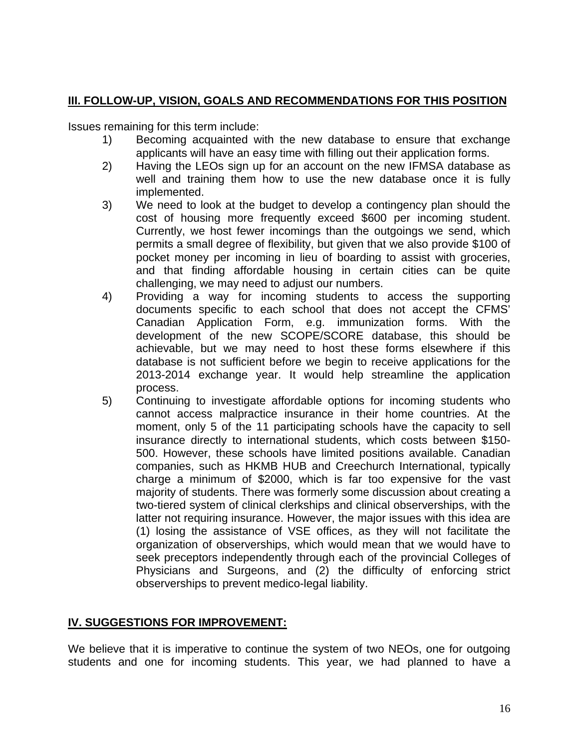## III. FOLLOW-UP, VISION, GOALS AND RECOMMENDATIONS FOR THIS POSITION

Issues remaining for this term include:

1) Becoming acquainted with the new database to ensure that exchange applicants will have an easy time with filling out their application forms.
2) Having the LEOs sign up for an account on the new IFMSA database as well and training them how to use the new database once it is fully implemented.
3) We need to look at the budget to develop a contingency plan should the cost of housing more frequently exceed $600 per incoming student. Currently, we host fewer incomings than the outgoings we send, which permits a small degree of flexibility, but given that we also provide $100 of pocket money per incoming in lieu of boarding to assist with groceries, and that finding affordable housing in certain cities can be quite challenging, we may need to adjust our numbers.
4) Providing a way for incoming students to access the supporting documents specific to each school that does not accept the CFMS' Canadian Application Form, e.g. immunization forms. With the development of the new SCOPE/SCORE database, this should be achievable, but we may need to host these forms elsewhere if this database is not sufficient before we begin to receive applications for the 2013-2014 exchange year. It would help streamline the application process.
5) Continuing to investigate affordable options for incoming students who cannot access malpractice insurance in their home countries. At the moment, only 5 of the 11 participating schools have the capacity to sell insurance directly to international students, which costs between $150-500. However, these schools have limited positions available. Canadian companies, such as HKMB HUB and Creechurch International, typically charge a minimum of $2000, which is far too expensive for the vast majority of students. There was formerly some discussion about creating a two-tiered system of clinical clerkships and clinical observerships, with the latter not requiring insurance. However, the major issues with this idea are (1) losing the assistance of VSE offices, as they will not facilitate the organization of observerships, which would mean that we would have to seek preceptors independently through each of the provincial Colleges of Physicians and Surgeons, and (2) the difficulty of enforcing strict observerships to prevent medico-legal liability.

## IV. SUGGESTIONS FOR IMPROVEMENT:

We believe that it is imperative to continue the system of two NEOs, one for outgoing students and one for incoming students. This year, we had planned to have a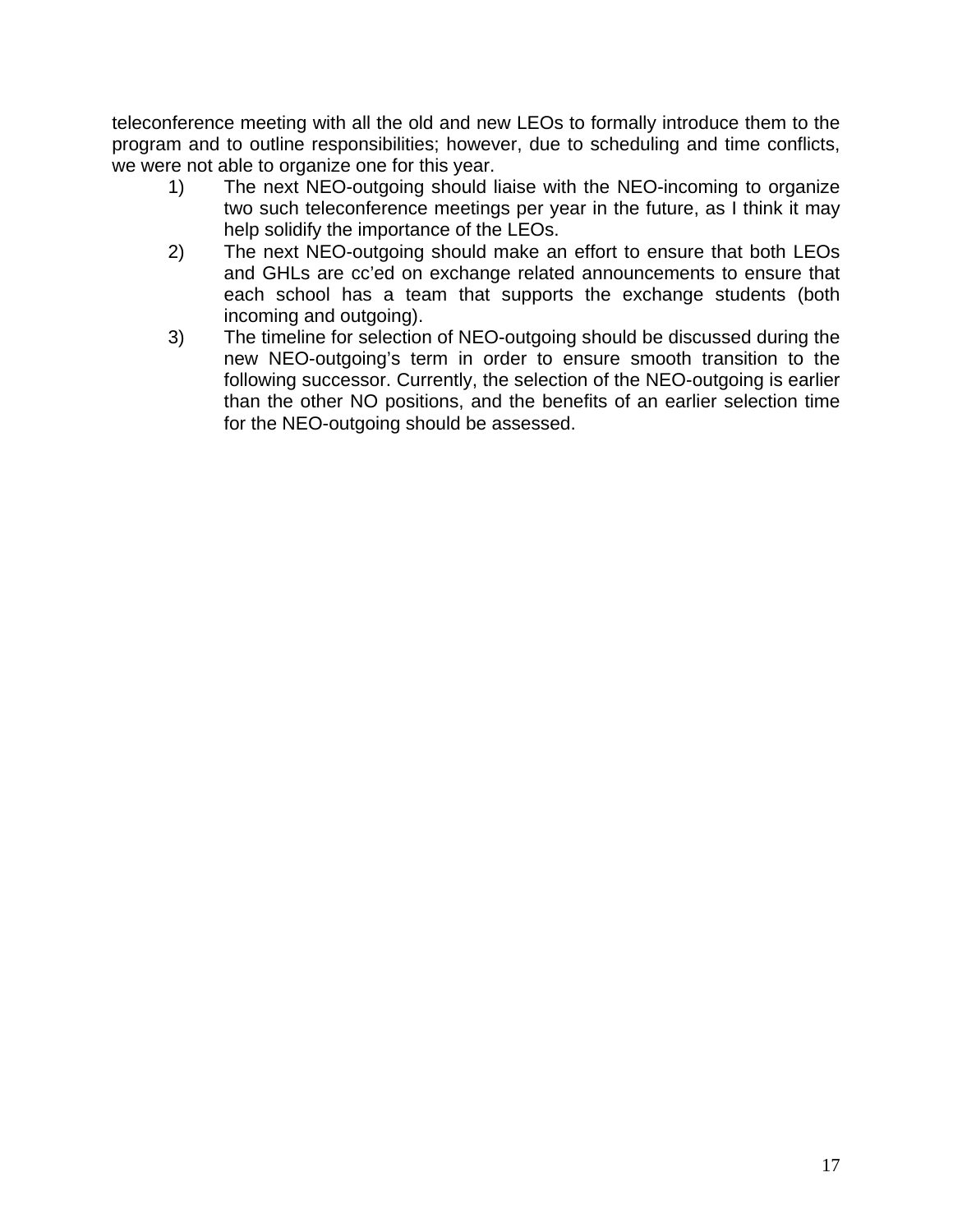teleconference meeting with all the old and new LEOs to formally introduce them to the program and to outline responsibilities; however, due to scheduling and time conflicts, we were not able to organize one for this year.

1) The next NEO-outgoing should liaise with the NEO-incoming to organize two such teleconference meetings per year in the future, as I think it may help solidify the importance of the LEOs.
2) The next NEO-outgoing should make an effort to ensure that both LEOs and GHLs are cc'ed on exchange related announcements to ensure that each school has a team that supports the exchange students (both incoming and outgoing).
3) The timeline for selection of NEO-outgoing should be discussed during the new NEO-outgoing's term in order to ensure smooth transition to the following successor. Currently, the selection of the NEO-outgoing is earlier than the other NO positions, and the benefits of an earlier selection time for the NEO-outgoing should be assessed.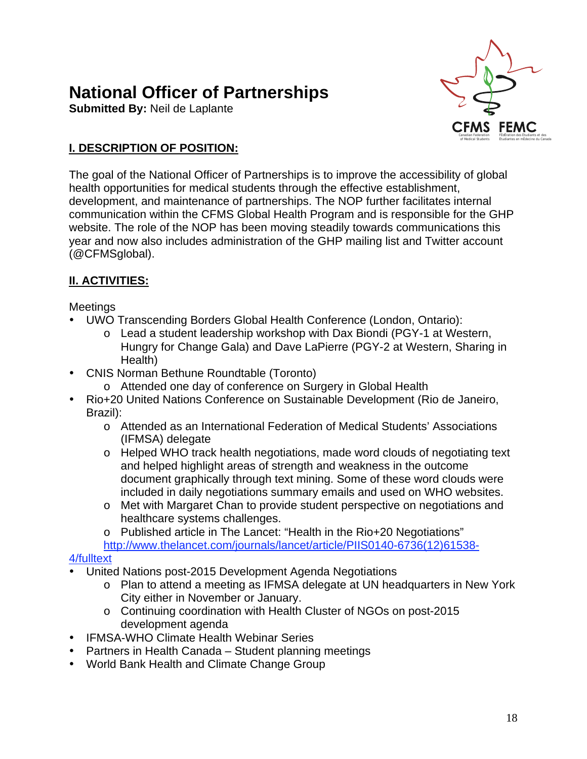# National Officer of Partnerships

**Submitted By:** Neil de Laplante

## I. DESCRIPTION OF POSITION:

The goal of the National Officer of Partnerships is to improve the accessibility of global health opportunities for medical students through the effective establishment, development, and maintenance of partnerships. The NOP further facilitates internal communication within the CFMS Global Health Program and is responsible for the GHP website. The role of the NOP has been moving steadily towards communications this year and now also includes administration of the GHP mailing list and Twitter account (@CFMSglobal).

## II. ACTIVITIES:

Meetings

- UWO Transcending Borders Global Health Conference (London, Ontario):
  - Lead a student leadership workshop with Dax Biondi (PGY-1 at Western, Hungry for Change Gala) and Dave LaPierre (PGY-2 at Western, Sharing in Health)
- CNIS Norman Bethune Roundtable (Toronto)
  - Attended one day of conference on Surgery in Global Health
- Rio+20 United Nations Conference on Sustainable Development (Rio de Janeiro, Brazil):
  - Attended as an International Federation of Medical Students' Associations (IFMSA) delegate
  - Helped WHO track health negotiations, made word clouds of negotiating text and helped highlight areas of strength and weakness in the outcome document graphically through text mining. Some of these word clouds were included in daily negotiations summary emails and used on WHO websites.
  - Met with Margaret Chan to provide student perspective on negotiations and healthcare systems challenges.
  - Published article in The Lancet: "Health in the Rio+20 Negotiations" http://www.thelancet.com/journals/lancet/article/PIIS0140-6736(12)61538-4/fulltext
- United Nations post-2015 Development Agenda Negotiations
  - Plan to attend a meeting as IFMSA delegate at UN headquarters in New York City either in November or January.
  - Continuing coordination with Health Cluster of NGOs on post-2015 development agenda
- IFMSA-WHO Climate Health Webinar Series
- Partners in Health Canada – Student planning meetings
- World Bank Health and Climate Change Group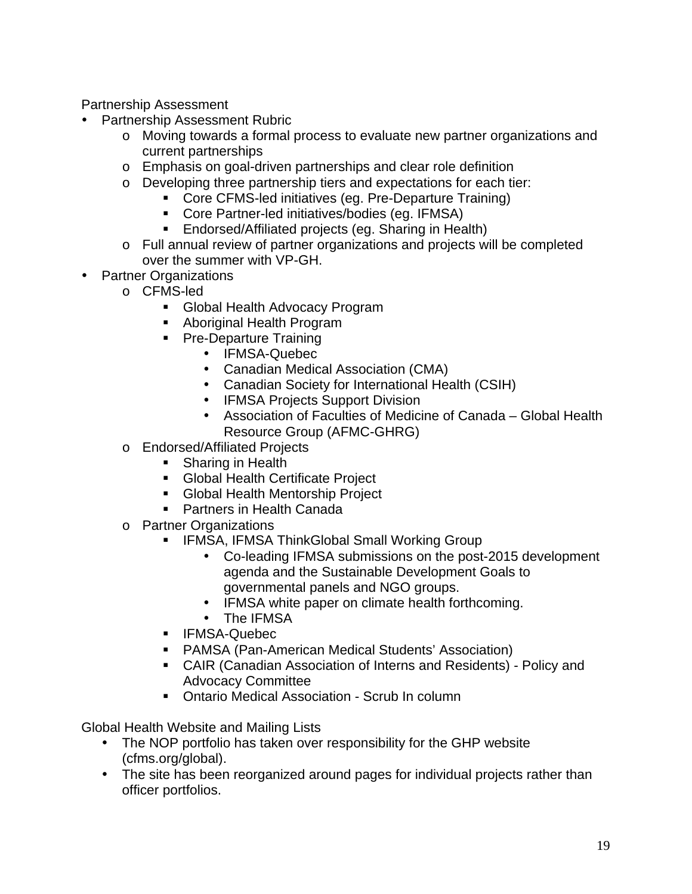Partnership Assessment

- Partnership Assessment Rubric
  - Moving towards a formal process to evaluate new partner organizations and current partnerships
  - Emphasis on goal-driven partnerships and clear role definition
  - Developing three partnership tiers and expectations for each tier:
    - Core CFMS-led initiatives (eg. Pre-Departure Training)
    - Core Partner-led initiatives/bodies (eg. IFMSA)
    - Endorsed/Affiliated projects (eg. Sharing in Health)
  - Full annual review of partner organizations and projects will be completed over the summer with VP-GH.
- Partner Organizations
  - CFMS-led
    - Global Health Advocacy Program
    - Aboriginal Health Program
    - Pre-Departure Training
      - IFMSA-Quebec
      - Canadian Medical Association (CMA)
      - Canadian Society for International Health (CSIH)
      - IFMSA Projects Support Division
      - Association of Faculties of Medicine of Canada – Global Health Resource Group (AFMC-GHRG)
  - Endorsed/Affiliated Projects
    - Sharing in Health
    - Global Health Certificate Project
    - Global Health Mentorship Project
    - Partners in Health Canada
  - Partner Organizations
    - IFMSA, IFMSA ThinkGlobal Small Working Group
      - Co-leading IFMSA submissions on the post-2015 development agenda and the Sustainable Development Goals to governmental panels and NGO groups.
      - IFMSA white paper on climate health forthcoming.
      - The IFMSA
    - IFMSA-Quebec
    - PAMSA (Pan-American Medical Students' Association)
    - CAIR (Canadian Association of Interns and Residents) - Policy and Advocacy Committee
    - Ontario Medical Association - Scrub In column

Global Health Website and Mailing Lists

- The NOP portfolio has taken over responsibility for the GHP website (cfms.org/global).
- The site has been reorganized around pages for individual projects rather than officer portfolios.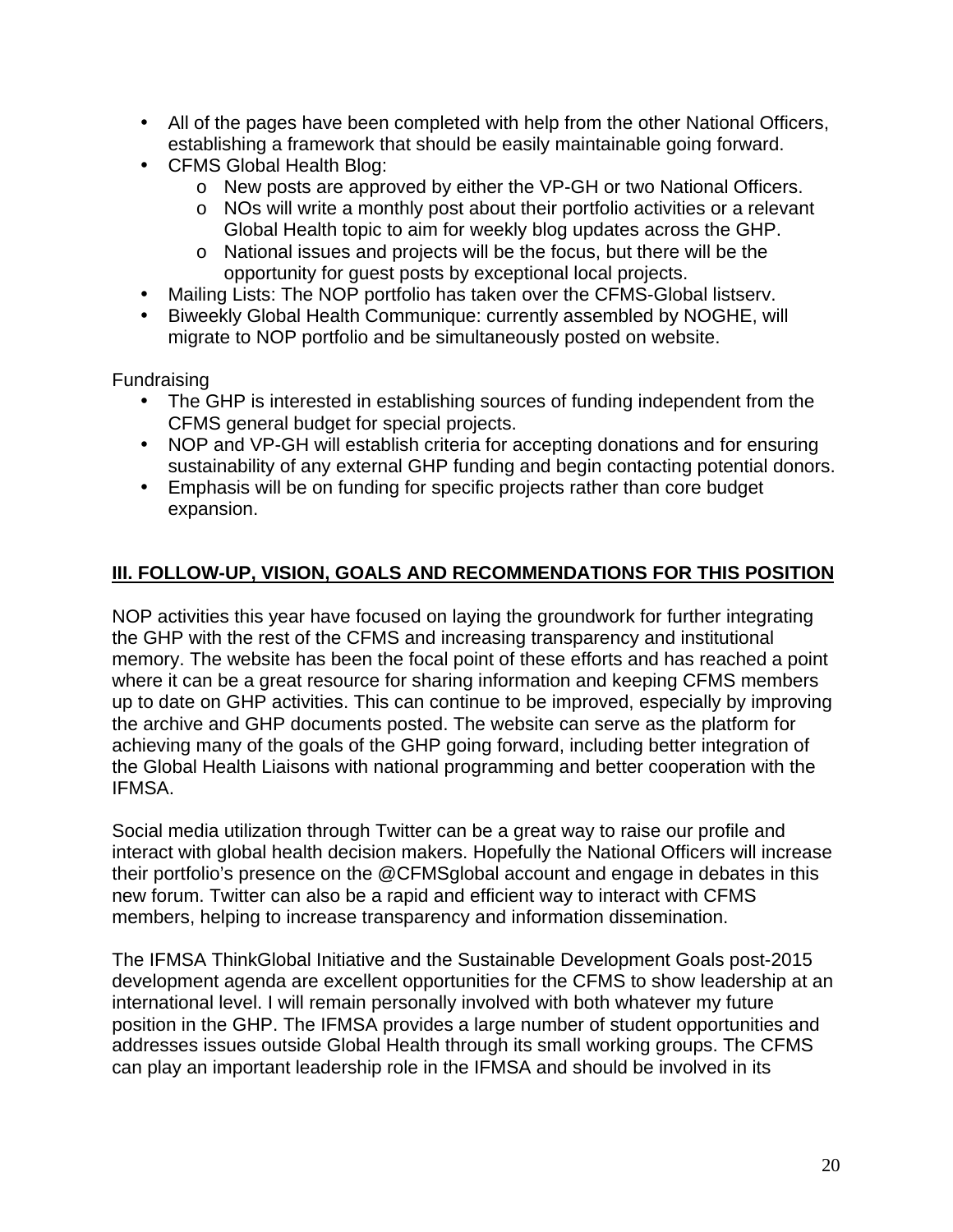- All of the pages have been completed with help from the other National Officers, establishing a framework that should be easily maintainable going forward.
- CFMS Global Health Blog:
  - New posts are approved by either the VP-GH or two National Officers.
  - NOs will write a monthly post about their portfolio activities or a relevant Global Health topic to aim for weekly blog updates across the GHP.
  - National issues and projects will be the focus, but there will be the opportunity for guest posts by exceptional local projects.
- Mailing Lists: The NOP portfolio has taken over the CFMS-Global listserv.
- Biweekly Global Health Communique: currently assembled by NOGHE, will migrate to NOP portfolio and be simultaneously posted on website.

Fundraising

- The GHP is interested in establishing sources of funding independent from the CFMS general budget for special projects.
- NOP and VP-GH will establish criteria for accepting donations and for ensuring sustainability of any external GHP funding and begin contacting potential donors.
- Emphasis will be on funding for specific projects rather than core budget expansion.

## III. FOLLOW-UP, VISION, GOALS AND RECOMMENDATIONS FOR THIS POSITION

NOP activities this year have focused on laying the groundwork for further integrating the GHP with the rest of the CFMS and increasing transparency and institutional memory. The website has been the focal point of these efforts and has reached a point where it can be a great resource for sharing information and keeping CFMS members up to date on GHP activities. This can continue to be improved, especially by improving the archive and GHP documents posted. The website can serve as the platform for achieving many of the goals of the GHP going forward, including better integration of the Global Health Liaisons with national programming and better cooperation with the IFMSA.

Social media utilization through Twitter can be a great way to raise our profile and interact with global health decision makers. Hopefully the National Officers will increase their portfolio's presence on the @CFMSglobal account and engage in debates in this new forum. Twitter can also be a rapid and efficient way to interact with CFMS members, helping to increase transparency and information dissemination.

The IFMSA ThinkGlobal Initiative and the Sustainable Development Goals post-2015 development agenda are excellent opportunities for the CFMS to show leadership at an international level. I will remain personally involved with both whatever my future position in the GHP. The IFMSA provides a large number of student opportunities and addresses issues outside Global Health through its small working groups. The CFMS can play an important leadership role in the IFMSA and should be involved in its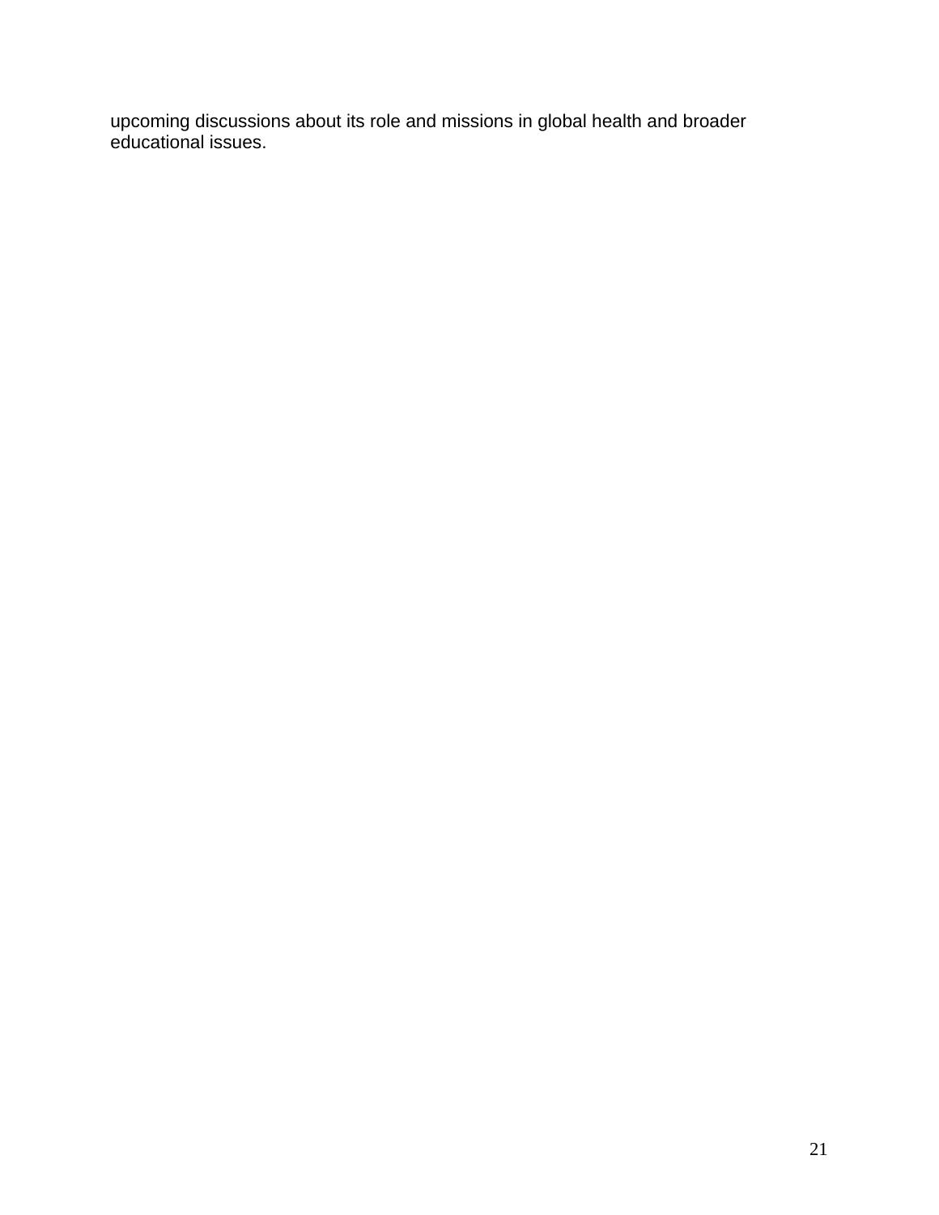upcoming discussions about its role and missions in global health and broader educational issues.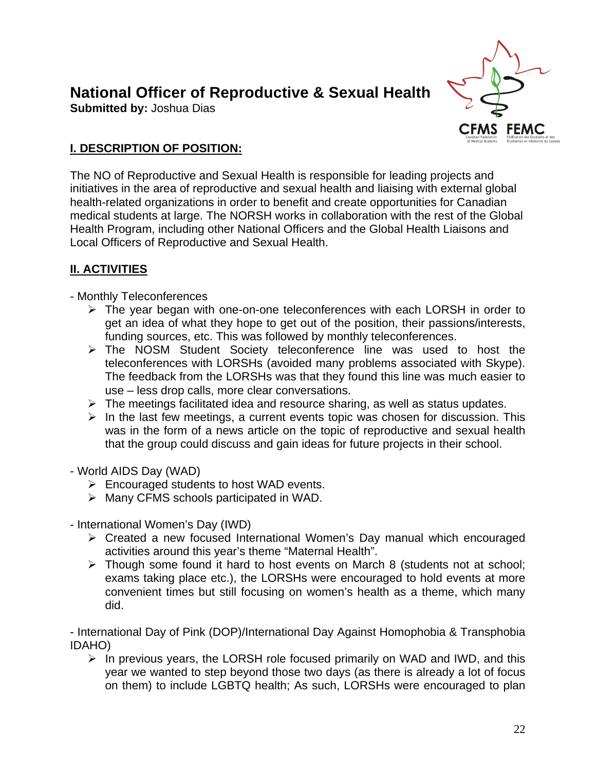# National Officer of Reproductive & Sexual Health

**Submitted by:** Joshua Dias

## I. DESCRIPTION OF POSITION:

The NO of Reproductive and Sexual Health is responsible for leading projects and initiatives in the area of reproductive and sexual health and liaising with external global health-related organizations in order to benefit and create opportunities for Canadian medical students at large. The NORSH works in collaboration with the rest of the Global Health Program, including other National Officers and the Global Health Liaisons and Local Officers of Reproductive and Sexual Health.

## II. ACTIVITIES

- Monthly Teleconferences
  - The year began with one-on-one teleconferences with each LORSH in order to get an idea of what they hope to get out of the position, their passions/interests, funding sources, etc. This was followed by monthly teleconferences.
  - The NOSM Student Society teleconference line was used to host the teleconferences with LORSHs (avoided many problems associated with Skype). The feedback from the LORSHs was that they found this line was much easier to use – less drop calls, more clear conversations.
  - The meetings facilitated idea and resource sharing, as well as status updates.
  - In the last few meetings, a current events topic was chosen for discussion. This was in the form of a news article on the topic of reproductive and sexual health that the group could discuss and gain ideas for future projects in their school.

- World AIDS Day (WAD)
  - Encouraged students to host WAD events.
  - Many CFMS schools participated in WAD.

- International Women's Day (IWD)
  - Created a new focused International Women's Day manual which encouraged activities around this year's theme "Maternal Health".
  - Though some found it hard to host events on March 8 (students not at school; exams taking place etc.), the LORSHs were encouraged to hold events at more convenient times but still focusing on women's health as a theme, which many did.

- International Day of Pink (DOP)/International Day Against Homophobia & Transphobia IDAHO)
  - In previous years, the LORSH role focused primarily on WAD and IWD, and this year we wanted to step beyond those two days (as there is already a lot of focus on them) to include LGBTQ health; As such, LORSHs were encouraged to plan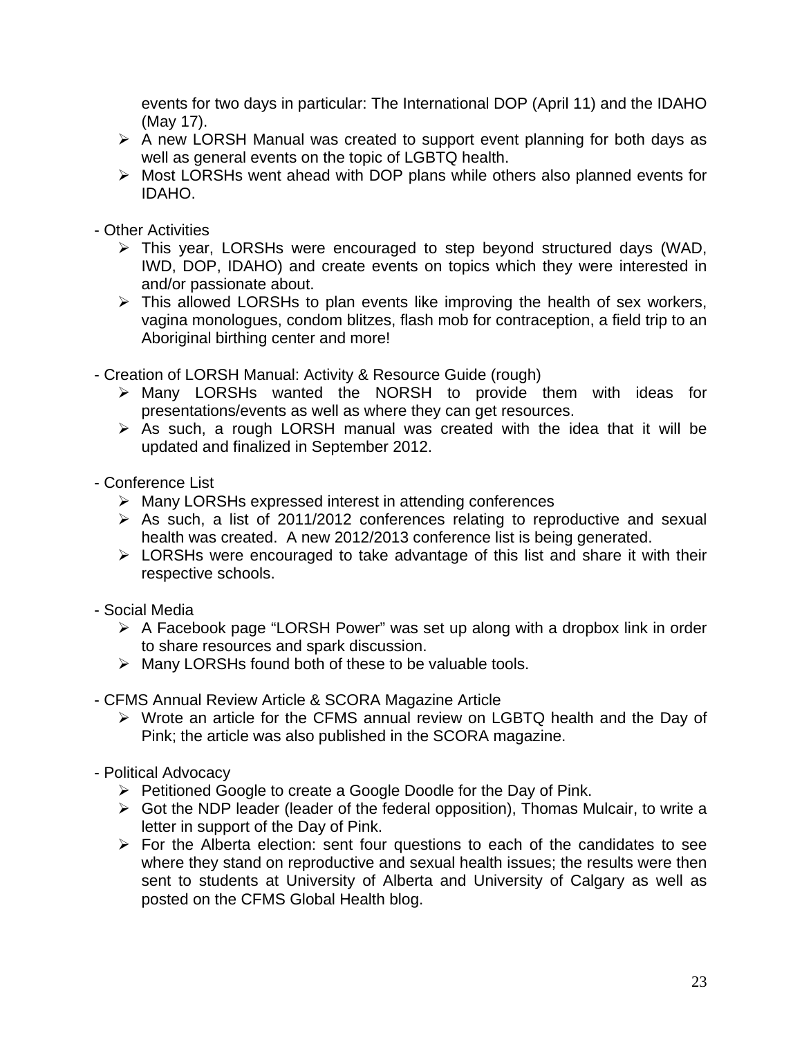events for two days in particular: The International DOP (April 11) and the IDAHO (May 17).

- A new LORSH Manual was created to support event planning for both days as well as general events on the topic of LGBTQ health.
- Most LORSHs went ahead with DOP plans while others also planned events for IDAHO.

- Other Activities
  - This year, LORSHs were encouraged to step beyond structured days (WAD, IWD, DOP, IDAHO) and create events on topics which they were interested in and/or passionate about.
  - This allowed LORSHs to plan events like improving the health of sex workers, vagina monologues, condom blitzes, flash mob for contraception, a field trip to an Aboriginal birthing center and more!

- Creation of LORSH Manual: Activity & Resource Guide (rough)
  - Many LORSHs wanted the NORSH to provide them with ideas for presentations/events as well as where they can get resources.
  - As such, a rough LORSH manual was created with the idea that it will be updated and finalized in September 2012.

- Conference List
  - Many LORSHs expressed interest in attending conferences
  - As such, a list of 2011/2012 conferences relating to reproductive and sexual health was created. A new 2012/2013 conference list is being generated.
  - LORSHs were encouraged to take advantage of this list and share it with their respective schools.

- Social Media
  - A Facebook page "LORSH Power" was set up along with a dropbox link in order to share resources and spark discussion.
  - Many LORSHs found both of these to be valuable tools.

- CFMS Annual Review Article & SCORA Magazine Article
  - Wrote an article for the CFMS annual review on LGBTQ health and the Day of Pink; the article was also published in the SCORA magazine.

- Political Advocacy
  - Petitioned Google to create a Google Doodle for the Day of Pink.
  - Got the NDP leader (leader of the federal opposition), Thomas Mulcair, to write a letter in support of the Day of Pink.
  - For the Alberta election: sent four questions to each of the candidates to see where they stand on reproductive and sexual health issues; the results were then sent to students at University of Alberta and University of Calgary as well as posted on the CFMS Global Health blog.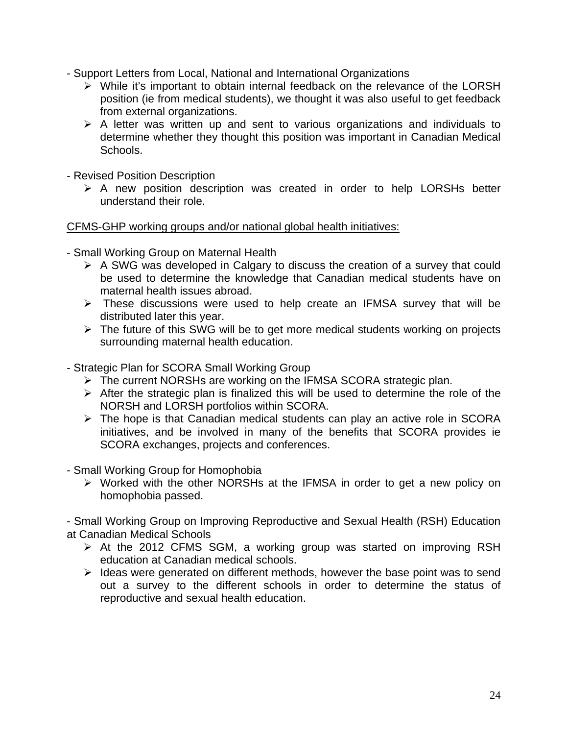- Support Letters from Local, National and International Organizations
    - While it's important to obtain internal feedback on the relevance of the LORSH position (ie from medical students), we thought it was also useful to get feedback from external organizations.
    - A letter was written up and sent to various organizations and individuals to determine whether they thought this position was important in Canadian Medical Schools.

- Revised Position Description
    - A new position description was created in order to help LORSHs better understand their role.

<u>CFMS-GHP working groups and/or national global health initiatives:</u>

- Small Working Group on Maternal Health
    - A SWG was developed in Calgary to discuss the creation of a survey that could be used to determine the knowledge that Canadian medical students have on maternal health issues abroad.
    - These discussions were used to help create an IFMSA survey that will be distributed later this year.
    - The future of this SWG will be to get more medical students working on projects surrounding maternal health education.

- Strategic Plan for SCORA Small Working Group
    - The current NORSHs are working on the IFMSA SCORA strategic plan.
    - After the strategic plan is finalized this will be used to determine the role of the NORSH and LORSH portfolios within SCORA.
    - The hope is that Canadian medical students can play an active role in SCORA initiatives, and be involved in many of the benefits that SCORA provides ie SCORA exchanges, projects and conferences.

- Small Working Group for Homophobia
    - Worked with the other NORSHs at the IFMSA in order to get a new policy on homophobia passed.

- Small Working Group on Improving Reproductive and Sexual Health (RSH) Education at Canadian Medical Schools
    - At the 2012 CFMS SGM, a working group was started on improving RSH education at Canadian medical schools.
    - Ideas were generated on different methods, however the base point was to send out a survey to the different schools in order to determine the status of reproductive and sexual health education.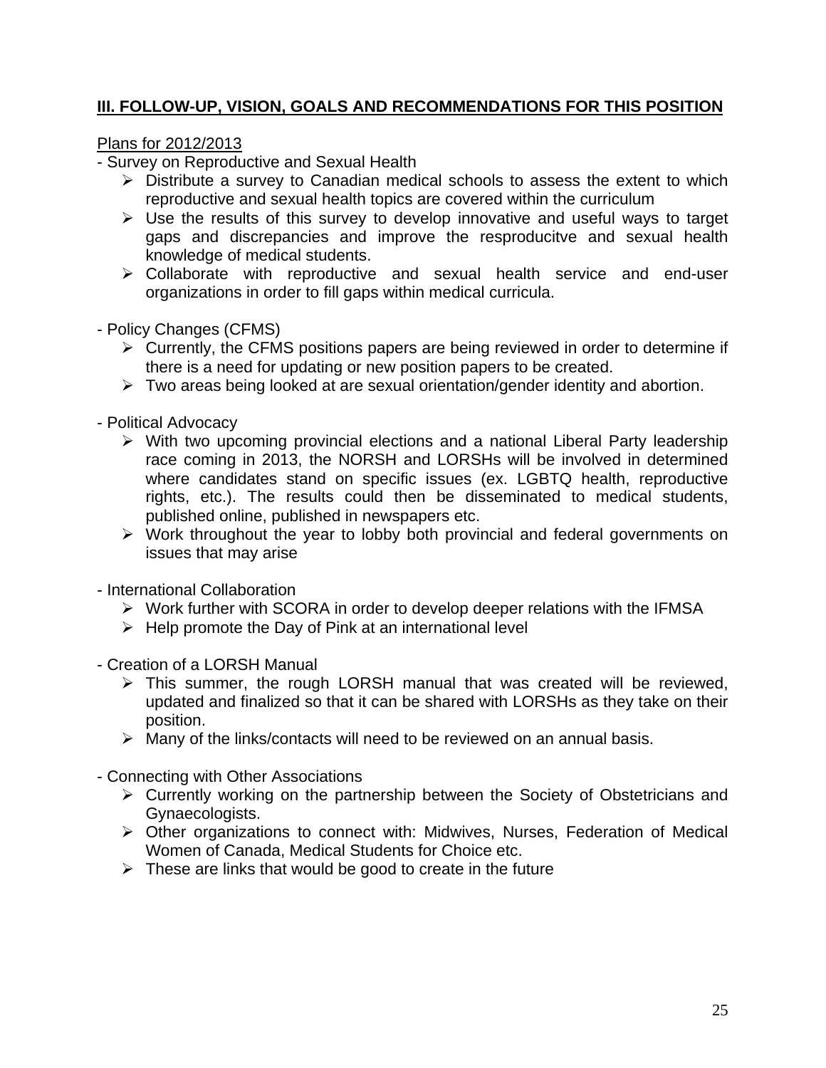## **III. FOLLOW-UP, VISION, GOALS AND RECOMMENDATIONS FOR THIS POSITION**

Plans for 2012/2013

- Survey on Reproductive and Sexual Health
  - Distribute a survey to Canadian medical schools to assess the extent to which reproductive and sexual health topics are covered within the curriculum
  - Use the results of this survey to develop innovative and useful ways to target gaps and discrepancies and improve the resproducitve and sexual health knowledge of medical students.
  - Collaborate with reproductive and sexual health service and end-user organizations in order to fill gaps within medical curricula.

- Policy Changes (CFMS)
  - Currently, the CFMS positions papers are being reviewed in order to determine if there is a need for updating or new position papers to be created.
  - Two areas being looked at are sexual orientation/gender identity and abortion.

- Political Advocacy
  - With two upcoming provincial elections and a national Liberal Party leadership race coming in 2013, the NORSH and LORSHs will be involved in determined where candidates stand on specific issues (ex. LGBTQ health, reproductive rights, etc.). The results could then be disseminated to medical students, published online, published in newspapers etc.
  - Work throughout the year to lobby both provincial and federal governments on issues that may arise

- International Collaboration
  - Work further with SCORA in order to develop deeper relations with the IFMSA
  - Help promote the Day of Pink at an international level

- Creation of a LORSH Manual
  - This summer, the rough LORSH manual that was created will be reviewed, updated and finalized so that it can be shared with LORSHs as they take on their position.
  - Many of the links/contacts will need to be reviewed on an annual basis.

- Connecting with Other Associations
  - Currently working on the partnership between the Society of Obstetricians and Gynaecologists.
  - Other organizations to connect with: Midwives, Nurses, Federation of Medical Women of Canada, Medical Students for Choice etc.
  - These are links that would be good to create in the future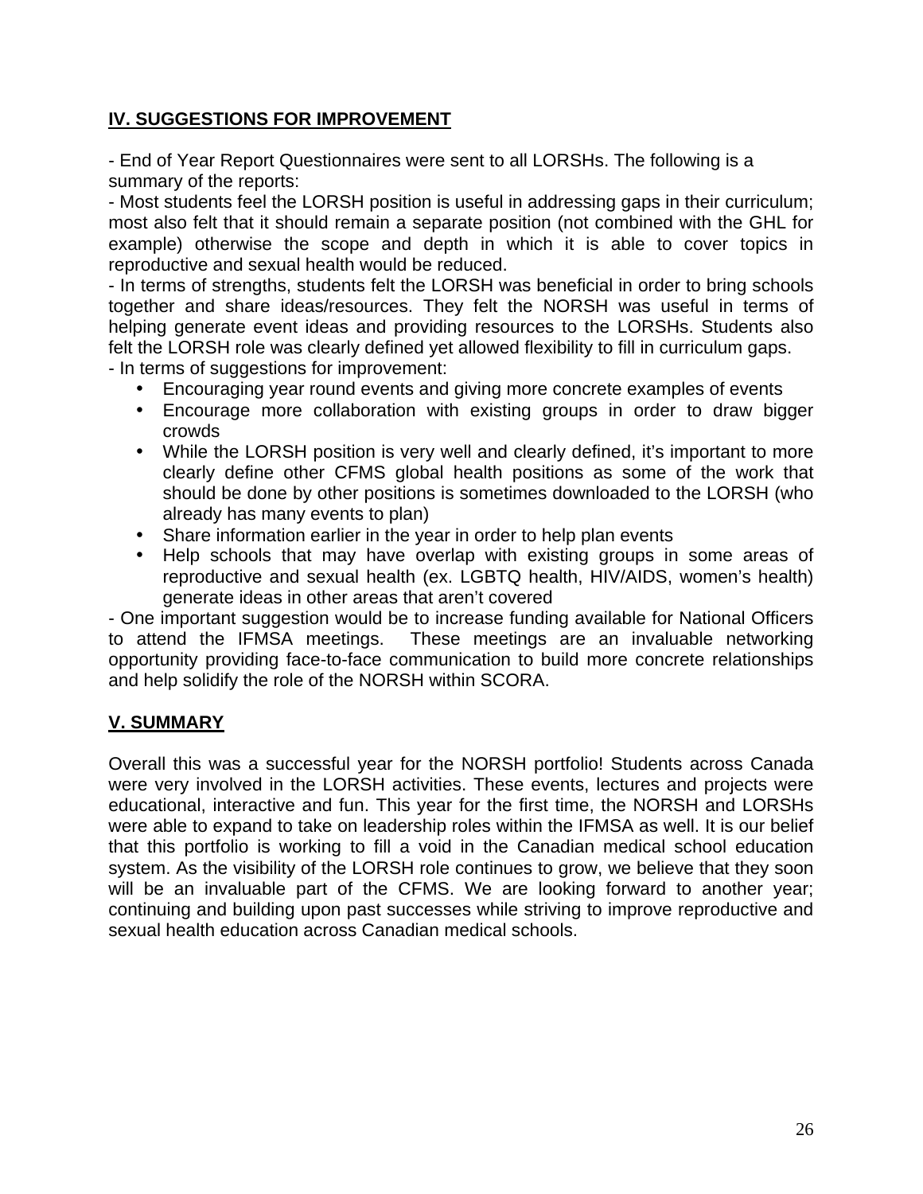## IV. SUGGESTIONS FOR IMPROVEMENT

- End of Year Report Questionnaires were sent to all LORSHs. The following is a summary of the reports:
- Most students feel the LORSH position is useful in addressing gaps in their curriculum; most also felt that it should remain a separate position (not combined with the GHL for example) otherwise the scope and depth in which it is able to cover topics in reproductive and sexual health would be reduced.
- In terms of strengths, students felt the LORSH was beneficial in order to bring schools together and share ideas/resources. They felt the NORSH was useful in terms of helping generate event ideas and providing resources to the LORSHs. Students also felt the LORSH role was clearly defined yet allowed flexibility to fill in curriculum gaps.
- In terms of suggestions for improvement:
  - Encouraging year round events and giving more concrete examples of events
  - Encourage more collaboration with existing groups in order to draw bigger crowds
  - While the LORSH position is very well and clearly defined, it's important to more clearly define other CFMS global health positions as some of the work that should be done by other positions is sometimes downloaded to the LORSH (who already has many events to plan)
  - Share information earlier in the year in order to help plan events
  - Help schools that may have overlap with existing groups in some areas of reproductive and sexual health (ex. LGBTQ health, HIV/AIDS, women's health) generate ideas in other areas that aren't covered
- One important suggestion would be to increase funding available for National Officers to attend the IFMSA meetings. These meetings are an invaluable networking opportunity providing face-to-face communication to build more concrete relationships and help solidify the role of the NORSH within SCORA.

## V. SUMMARY

Overall this was a successful year for the NORSH portfolio! Students across Canada were very involved in the LORSH activities. These events, lectures and projects were educational, interactive and fun. This year for the first time, the NORSH and LORSHs were able to expand to take on leadership roles within the IFMSA as well. It is our belief that this portfolio is working to fill a void in the Canadian medical school education system. As the visibility of the LORSH role continues to grow, we believe that they soon will be an invaluable part of the CFMS. We are looking forward to another year; continuing and building upon past successes while striving to improve reproductive and sexual health education across Canadian medical schools.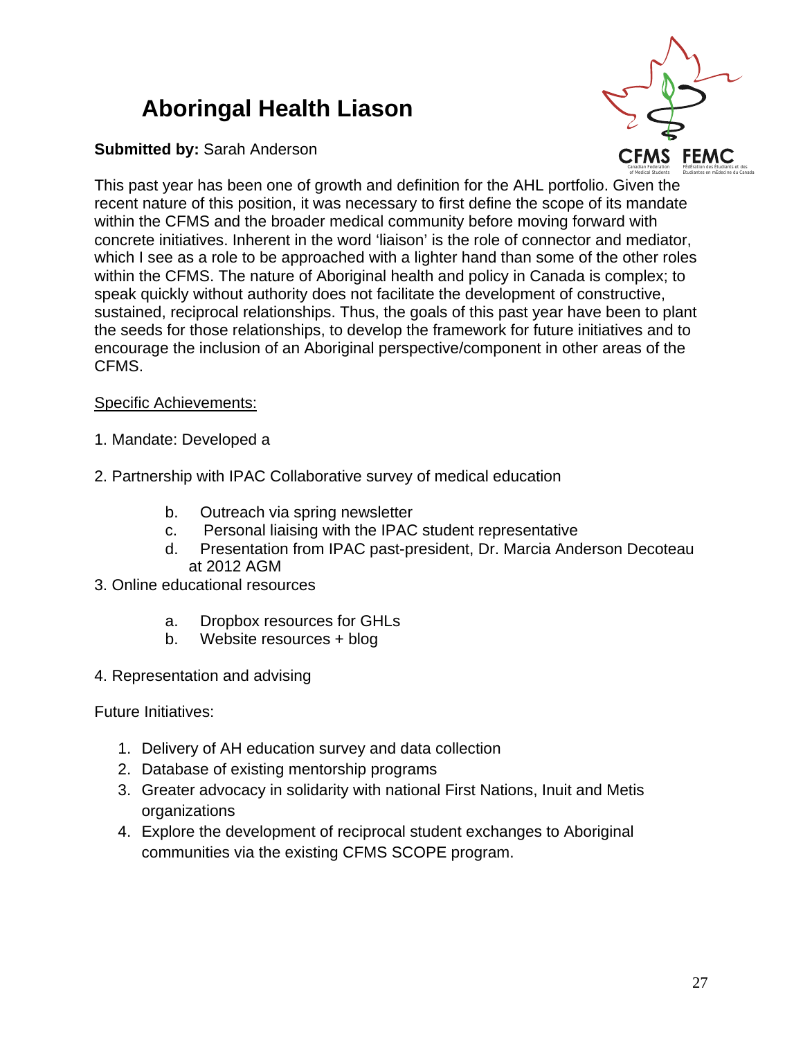# Aboringal Health Liason

**Submitted by:** Sarah Anderson

This past year has been one of growth and definition for the AHL portfolio. Given the recent nature of this position, it was necessary to first define the scope of its mandate within the CFMS and the broader medical community before moving forward with concrete initiatives. Inherent in the word 'liaison' is the role of connector and mediator, which I see as a role to be approached with a lighter hand than some of the other roles within the CFMS. The nature of Aboriginal health and policy in Canada is complex; to speak quickly without authority does not facilitate the development of constructive, sustained, reciprocal relationships. Thus, the goals of this past year have been to plant the seeds for those relationships, to develop the framework for future initiatives and to encourage the inclusion of an Aboriginal perspective/component in other areas of the CFMS.

<u>Specific Achievements:</u>

1. Mandate: Developed a

2. Partnership with IPAC Collaborative survey of medical education

    b. Outreach via spring newsletter
    c. Personal liaising with the IPAC student representative
    d. Presentation from IPAC past-president, Dr. Marcia Anderson Decoteau at 2012 AGM

3. Online educational resources

    a. Dropbox resources for GHLs
    b. Website resources + blog

4. Representation and advising

Future Initiatives:

1. Delivery of AH education survey and data collection
2. Database of existing mentorship programs
3. Greater advocacy in solidarity with national First Nations, Inuit and Metis organizations
4. Explore the development of reciprocal student exchanges to Aboriginal communities via the existing CFMS SCOPE program.